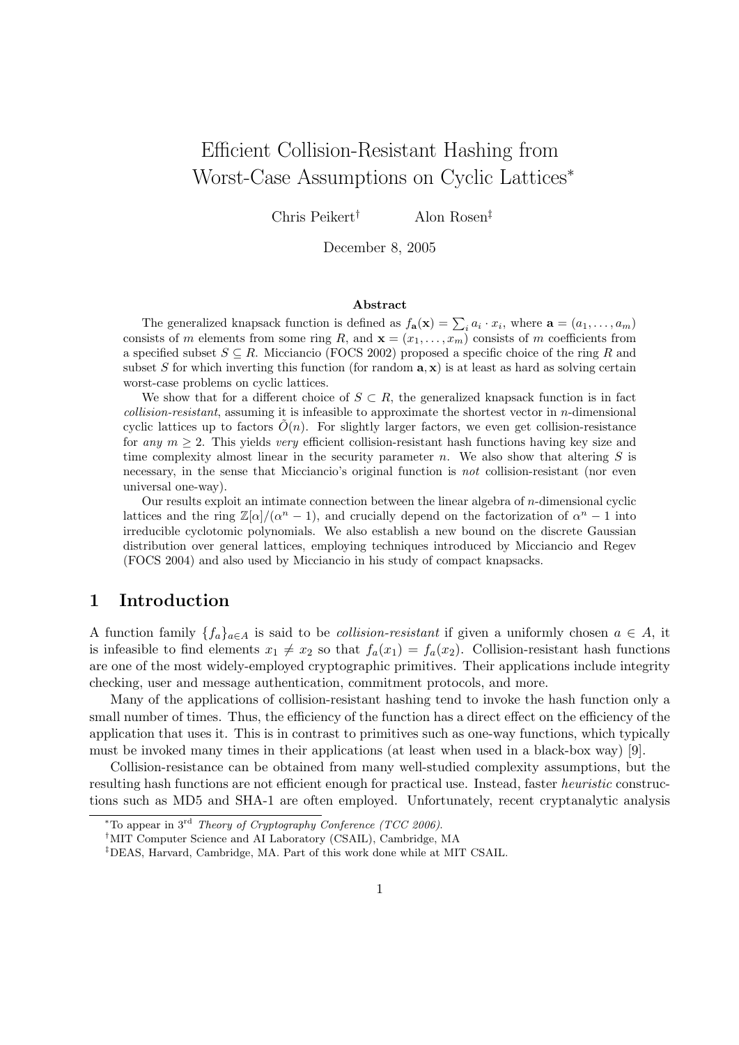# Efficient Collision-Resistant Hashing from Worst-Case Assumptions on Cyclic Lattices*

Chris Peikert[†] Alon Rosen[‡]

December 8, 2005

### Abstract

The generalized knapsack function is defined as $f_{\mathbf{a}}(\mathbf{x}) = \sum_i a_i \cdot x_i$, where $\mathbf{a} = (a_1, \ldots, a_m)$ consists of $m$ elements from some ring $R$, and $\mathbf{x} = (x_1, \ldots, x_m)$ consists of $m$ coefficients from a specified subset $S \subseteq R$. Micciancio (FOCS 2002) proposed a specific choice of the ring $R$ and subset $S$ for which inverting this function (for random $\mathbf{a}, \mathbf{x}$) is at least as hard as solving certain worst-case problems on cyclic lattices.

We show that for a different choice of $S \subset R$, the generalized knapsack function is in fact *collision-resistant*, assuming it is infeasible to approximate the shortest vector in $n$-dimensional cyclic lattices up to factors $\tilde{O}(n)$. For slightly larger factors, we even get collision-resistance for *any* $m \geq 2$. This yields *very* efficient collision-resistant hash functions having key size and time complexity almost linear in the security parameter $n$. We also show that altering $S$ is necessary, in the sense that Micciancio's original function is *not* collision-resistant (nor even universal one-way).

Our results exploit an intimate connection between the linear algebra of $n$-dimensional cyclic lattices and the ring $\mathbb{Z}[\alpha]/(\alpha^n - 1)$, and crucially depend on the factorization of $\alpha^n - 1$ into irreducible cyclotomic polynomials. We also establish a new bound on the discrete Gaussian distribution over general lattices, employing techniques introduced by Micciancio and Regev (FOCS 2004) and also used by Micciancio in his study of compact knapsacks.

## 1 Introduction

A function family $\{f_a\}_{a \in A}$ is said to be *collision-resistant* if given a uniformly chosen $a \in A$, it is infeasible to find elements $x_1 \neq x_2$ so that $f_a(x_1) = f_a(x_2)$. Collision-resistant hash functions are one of the most widely-employed cryptographic primitives. Their applications include integrity checking, user and message authentication, commitment protocols, and more.

Many of the applications of collision-resistant hashing tend to invoke the hash function only a small number of times. Thus, the efficiency of the function has a direct effect on the efficiency of the application that uses it. This is in contrast to primitives such as one-way functions, which typically must be invoked many times in their applications (at least when used in a black-box way) [9].

Collision-resistance can be obtained from many well-studied complexity assumptions, but the resulting hash functions are not efficient enough for practical use. Instead, faster *heuristic* constructions such as MD5 and SHA-1 are often employed. Unfortunately, recent cryptanalytic analysis

---

*To appear in 3[rd] *Theory of Cryptography Conference (TCC 2006).*

[†]MIT Computer Science and AI Laboratory (CSAIL), Cambridge, MA

[‡]DEAS, Harvard, Cambridge, MA. Part of this work done while at MIT CSAIL.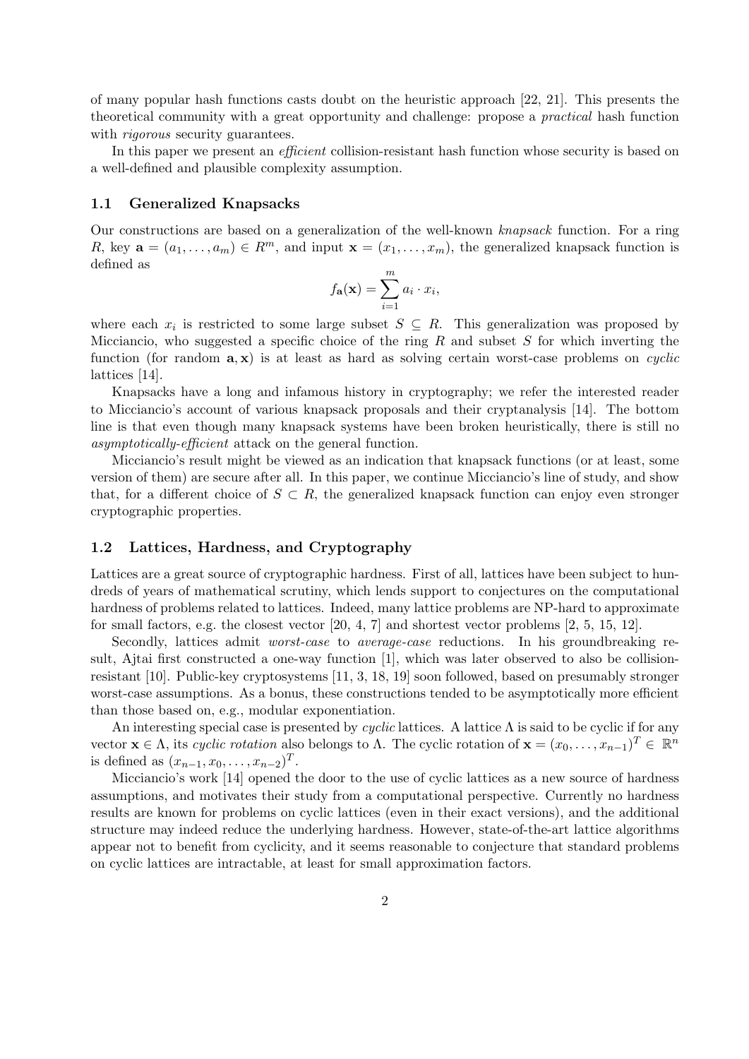of many popular hash functions casts doubt on the heuristic approach [22, 21]. This presents the theoretical community with a great opportunity and challenge: propose a *practical* hash function with *rigorous* security guarantees.

In this paper we present an *efficient* collision-resistant hash function whose security is based on a well-defined and plausible complexity assumption.

### 1.1 Generalized Knapsacks

Our constructions are based on a generalization of the well-known *knapsack* function. For a ring $R$, key $\mathbf{a} = (a_1, \ldots, a_m) \in R^m$, and input $\mathbf{x} = (x_1, \ldots, x_m)$, the generalized knapsack function is defined as

$$f_{\mathbf{a}}(\mathbf{x}) = \sum_{i=1}^{m} a_i \cdot x_i,$$

where each $x_i$ is restricted to some large subset $S \subseteq R$. This generalization was proposed by Micciancio, who suggested a specific choice of the ring $R$ and subset $S$ for which inverting the function (for random $\mathbf{a}, \mathbf{x}$) is at least as hard as solving certain worst-case problems on *cyclic* lattices [14].

Knapsacks have a long and infamous history in cryptography; we refer the interested reader to Micciancio's account of various knapsack proposals and their cryptanalysis [14]. The bottom line is that even though many knapsack systems have been broken heuristically, there is still no *asymptotically-efficient* attack on the general function.

Micciancio's result might be viewed as an indication that knapsack functions (or at least, some version of them) are secure after all. In this paper, we continue Micciancio's line of study, and show that, for a different choice of $S \subset R$, the generalized knapsack function can enjoy even stronger cryptographic properties.

### 1.2 Lattices, Hardness, and Cryptography

Lattices are a great source of cryptographic hardness. First of all, lattices have been subject to hundreds of years of mathematical scrutiny, which lends support to conjectures on the computational hardness of problems related to lattices. Indeed, many lattice problems are NP-hard to approximate for small factors, e.g. the closest vector [20, 4, 7] and shortest vector problems [2, 5, 15, 12].

Secondly, lattices admit *worst-case* to *average-case* reductions. In his groundbreaking result, Ajtai first constructed a one-way function [1], which was later observed to also be collision-resistant [10]. Public-key cryptosystems [11, 3, 18, 19] soon followed, based on presumably stronger worst-case assumptions. As a bonus, these constructions tended to be asymptotically more efficient than those based on, e.g., modular exponentiation.

An interesting special case is presented by *cyclic* lattices. A lattice $\Lambda$ is said to be cyclic if for any vector $\mathbf{x} \in \Lambda$, its *cyclic rotation* also belongs to $\Lambda$. The cyclic rotation of $\mathbf{x} = (x_0, \ldots, x_{n-1})^T \in \mathbb{R}^n$ is defined as $(x_{n-1}, x_0, \ldots, x_{n-2})^T$.

Micciancio's work [14] opened the door to the use of cyclic lattices as a new source of hardness assumptions, and motivates their study from a computational perspective. Currently no hardness results are known for problems on cyclic lattices (even in their exact versions), and the additional structure may indeed reduce the underlying hardness. However, state-of-the-art lattice algorithms appear not to benefit from cyclicity, and it seems reasonable to conjecture that standard problems on cyclic lattices are intractable, at least for small approximation factors.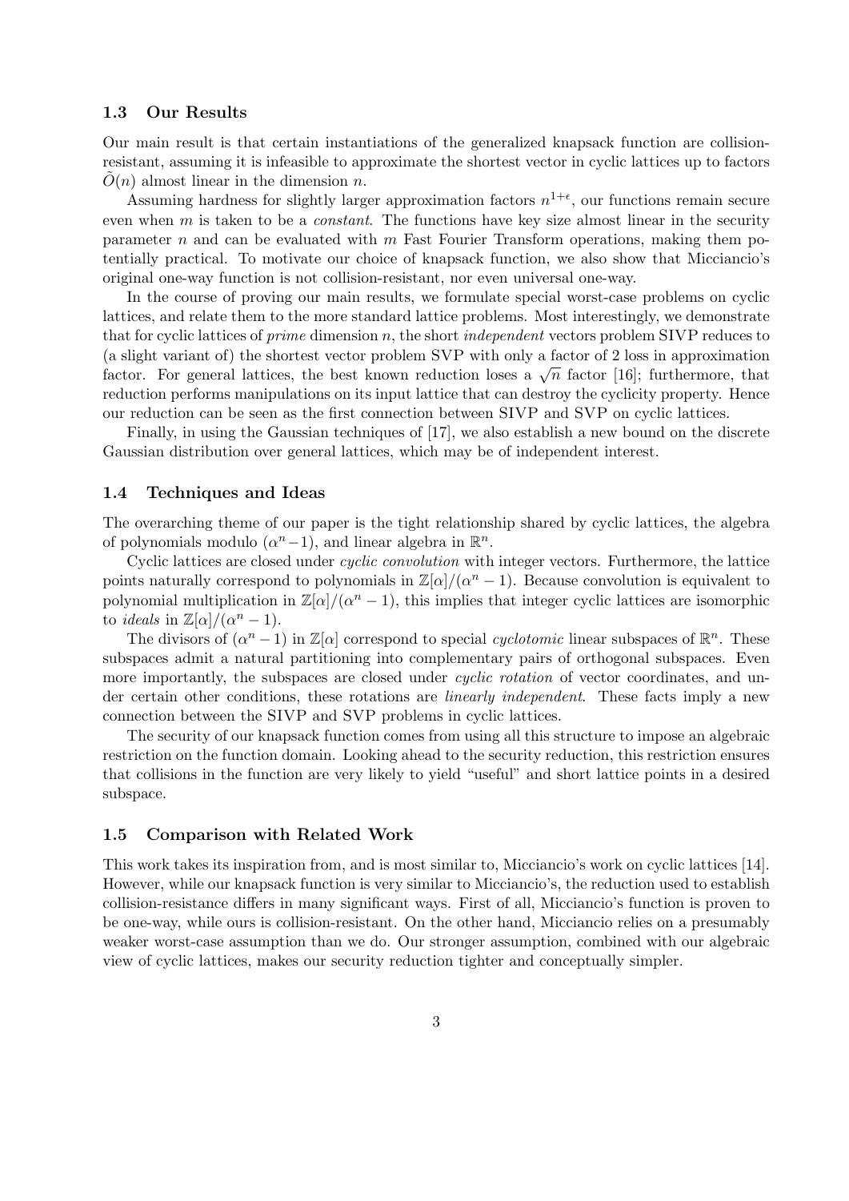### 1.3 Our Results

Our main result is that certain instantiations of the generalized knapsack function are collision-resistant, assuming it is infeasible to approximate the shortest vector in cyclic lattices up to factors $\tilde{O}(n)$ almost linear in the dimension $n$.

Assuming hardness for slightly larger approximation factors $n^{1+\epsilon}$, our functions remain secure even when $m$ is taken to be a *constant*. The functions have key size almost linear in the security parameter $n$ and can be evaluated with $m$ Fast Fourier Transform operations, making them potentially practical. To motivate our choice of knapsack function, we also show that Micciancio's original one-way function is not collision-resistant, nor even universal one-way.

In the course of proving our main results, we formulate special worst-case problems on cyclic lattices, and relate them to the more standard lattice problems. Most interestingly, we demonstrate that for cyclic lattices of *prime* dimension $n$, the short *independent* vectors problem SIVP reduces to (a slight variant of) the shortest vector problem SVP with only a factor of 2 loss in approximation factor. For general lattices, the best known reduction loses a $\sqrt{n}$ factor [16]; furthermore, that reduction performs manipulations on its input lattice that can destroy the cyclicity property. Hence our reduction can be seen as the first connection between SIVP and SVP on cyclic lattices.

Finally, in using the Gaussian techniques of [17], we also establish a new bound on the discrete Gaussian distribution over general lattices, which may be of independent interest.

### 1.4 Techniques and Ideas

The overarching theme of our paper is the tight relationship shared by cyclic lattices, the algebra of polynomials modulo $(\alpha^n - 1)$, and linear algebra in $\mathbb{R}^n$.

Cyclic lattices are closed under *cyclic convolution* with integer vectors. Furthermore, the lattice points naturally correspond to polynomials in $\mathbb{Z}[\alpha]/(\alpha^n - 1)$. Because convolution is equivalent to polynomial multiplication in $\mathbb{Z}[\alpha]/(\alpha^n - 1)$, this implies that integer cyclic lattices are isomorphic to *ideals* in $\mathbb{Z}[\alpha]/(\alpha^n - 1)$.

The divisors of $(\alpha^n - 1)$ in $\mathbb{Z}[\alpha]$ correspond to special *cyclotomic* linear subspaces of $\mathbb{R}^n$. These subspaces admit a natural partitioning into complementary pairs of orthogonal subspaces. Even more importantly, the subspaces are closed under *cyclic rotation* of vector coordinates, and under certain other conditions, these rotations are *linearly independent*. These facts imply a new connection between the SIVP and SVP problems in cyclic lattices.

The security of our knapsack function comes from using all this structure to impose an algebraic restriction on the function domain. Looking ahead to the security reduction, this restriction ensures that collisions in the function are very likely to yield "useful" and short lattice points in a desired subspace.

### 1.5 Comparison with Related Work

This work takes its inspiration from, and is most similar to, Micciancio's work on cyclic lattices [14]. However, while our knapsack function is very similar to Micciancio's, the reduction used to establish collision-resistance differs in many significant ways. First of all, Micciancio's function is proven to be one-way, while ours is collision-resistant. On the other hand, Micciancio relies on a presumably weaker worst-case assumption than we do. Our stronger assumption, combined with our algebraic view of cyclic lattices, makes our security reduction tighter and conceptually simpler.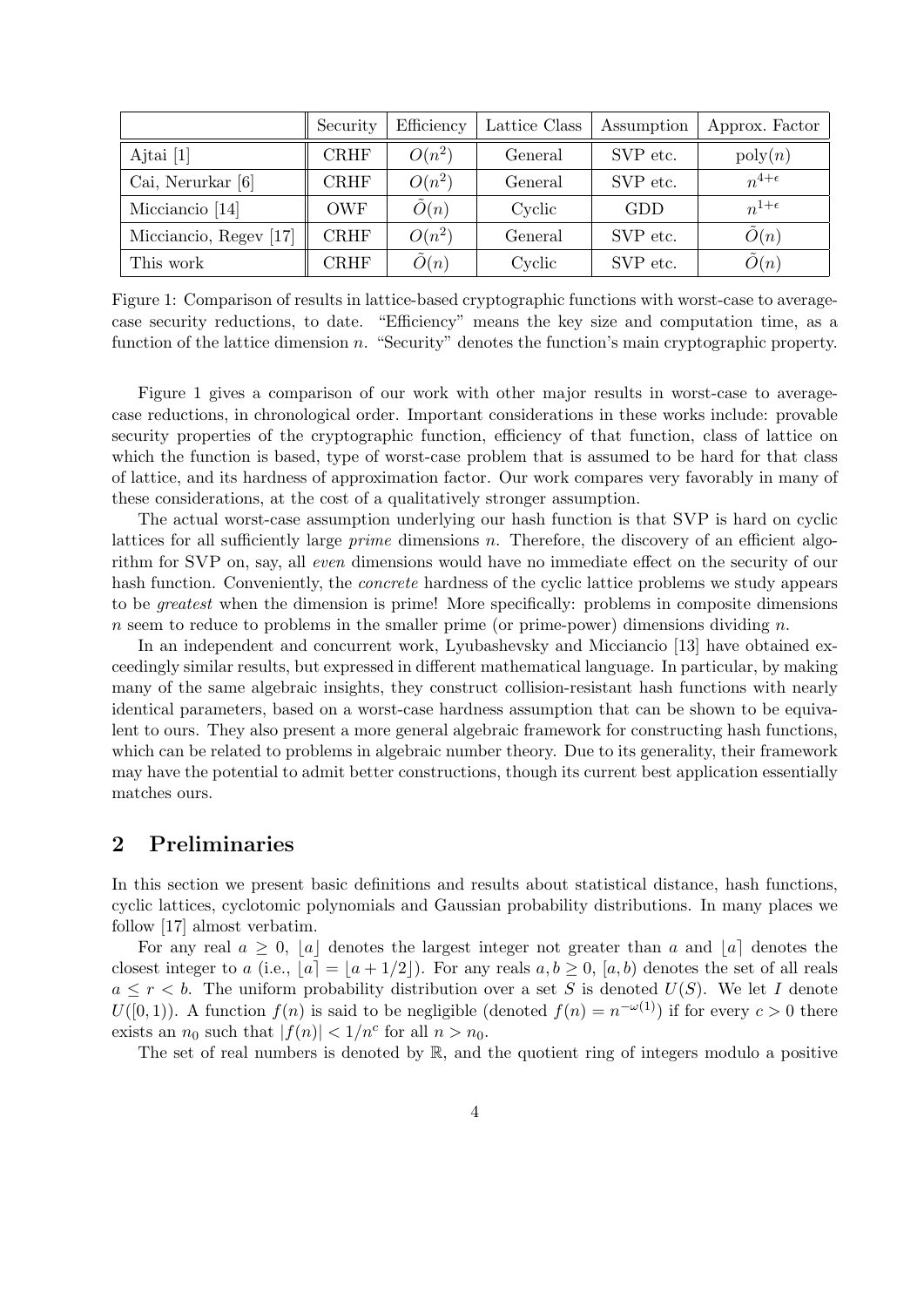| | Security | Efficiency | Lattice Class | Assumption | Approx. Factor |
|---|---|---|---|---|---|
| Ajtai [1] | CRHF | $O(n^2)$ | General | SVP etc. | $\text{poly}(n)$ |
| Cai, Nerurkar [6] | CRHF | $O(n^2)$ | General | SVP etc. | $n^{4+\epsilon}$ |
| Micciancio [14] | OWF | $\tilde{O}(n)$ | Cyclic | GDD | $n^{1+\epsilon}$ |
| Micciancio, Regev [17] | CRHF | $O(n^2)$ | General | SVP etc. | $\tilde{O}(n)$ |
| This work | CRHF | $\tilde{O}(n)$ | Cyclic | SVP etc. | $\tilde{O}(n)$ |

Figure 1: Comparison of results in lattice-based cryptographic functions with worst-case to average-case security reductions, to date. "Efficiency" means the key size and computation time, as a function of the lattice dimension $n$. "Security" denotes the function's main cryptographic property.

Figure 1 gives a comparison of our work with other major results in worst-case to average-case reductions, in chronological order. Important considerations in these works include: provable security properties of the cryptographic function, efficiency of that function, class of lattice on which the function is based, type of worst-case problem that is assumed to be hard for that class of lattice, and its hardness of approximation factor. Our work compares very favorably in many of these considerations, at the cost of a qualitatively stronger assumption.

The actual worst-case assumption underlying our hash function is that SVP is hard on cyclic lattices for all sufficiently large *prime* dimensions $n$. Therefore, the discovery of an efficient algorithm for SVP on, say, all *even* dimensions would have no immediate effect on the security of our hash function. Conveniently, the *concrete* hardness of the cyclic lattice problems we study appears to be *greatest* when the dimension is prime! More specifically: problems in composite dimensions $n$ seem to reduce to problems in the smaller prime (or prime-power) dimensions dividing $n$.

In an independent and concurrent work, Lyubashevsky and Micciancio [13] have obtained exceedingly similar results, but expressed in different mathematical language. In particular, by making many of the same algebraic insights, they construct collision-resistant hash functions with nearly identical parameters, based on a worst-case hardness assumption that can be shown to be equivalent to ours. They also present a more general algebraic framework for constructing hash functions, which can be related to problems in algebraic number theory. Due to its generality, their framework may have the potential to admit better constructions, though its current best application essentially matches ours.

## 2 Preliminaries

In this section we present basic definitions and results about statistical distance, hash functions, cyclic lattices, cyclotomic polynomials and Gaussian probability distributions. In many places we follow [17] almost verbatim.

For any real $a \geq 0$, $\lfloor a \rfloor$ denotes the largest integer not greater than $a$ and $\lfloor a \rceil$ denotes the closest integer to $a$ (i.e., $\lfloor a \rceil = \lfloor a + 1/2 \rfloor$). For any reals $a, b \geq 0$, $[a, b)$ denotes the set of all reals $a \leq r < b$. The uniform probability distribution over a set $S$ is denoted $U(S)$. We let $I$ denote $U([0, 1))$. A function $f(n)$ is said to be negligible (denoted $f(n) = n^{-\omega(1)}$) if for every $c > 0$ there exists an $n_0$ such that $|f(n)| < 1/n^c$ for all $n > n_0$.

The set of real numbers is denoted by $\mathbb{R}$, and the quotient ring of integers modulo a positive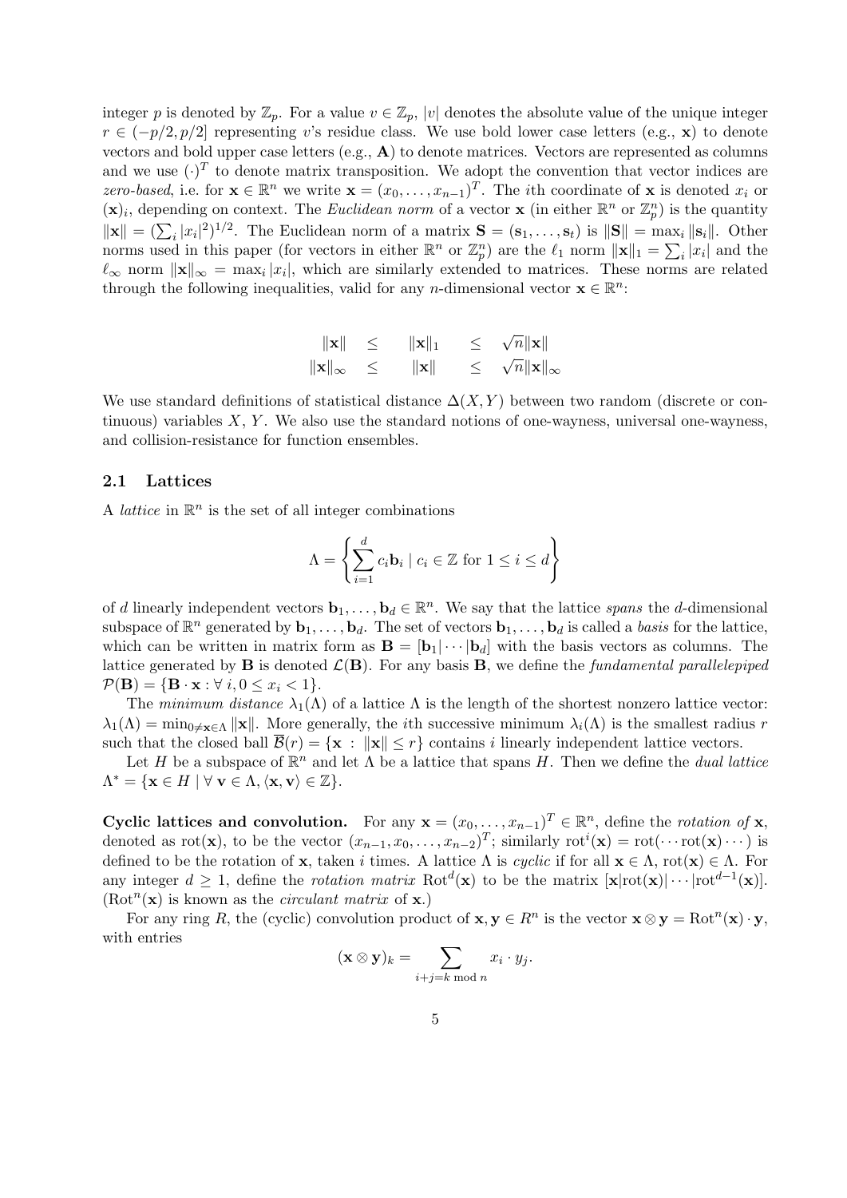integer $p$ is denoted by $\mathbb{Z}_p$. For a value $v \in \mathbb{Z}_p$, $|v|$ denotes the absolute value of the unique integer $r \in (-p/2, p/2]$ representing $v$'s residue class. We use bold lower case letters (e.g., $\mathbf{x}$) to denote vectors and bold upper case letters (e.g., $\mathbf{A}$) to denote matrices. Vectors are represented as columns and we use $(\cdot)^T$ to denote matrix transposition. We adopt the convention that vector indices are *zero-based*, i.e. for $\mathbf{x} \in \mathbb{R}^n$ we write $\mathbf{x} = (x_0, \ldots, x_{n-1})^T$. The $i$th coordinate of $\mathbf{x}$ is denoted $x_i$ or $(\mathbf{x})_i$, depending on context. The *Euclidean norm* of a vector $\mathbf{x}$ (in either $\mathbb{R}^n$ or $\mathbb{Z}_p^n$) is the quantity $\|\mathbf{x}\| = (\sum_i |x_i|^2)^{1/2}$. The Euclidean norm of a matrix $\mathbf{S} = (\mathbf{s}_1, \ldots, \mathbf{s}_t)$ is $\|\mathbf{S}\| = \max_i \|\mathbf{s}_i\|$. Other norms used in this paper (for vectors in either $\mathbb{R}^n$ or $\mathbb{Z}_p^n$) are the $\ell_1$ norm $\|\mathbf{x}\|_1 = \sum_i |x_i|$ and the $\ell_\infty$ norm $\|\mathbf{x}\|_\infty = \max_i |x_i|$, which are similarly extended to matrices. These norms are related through the following inequalities, valid for any $n$-dimensional vector $\mathbf{x} \in \mathbb{R}^n$:

$$
\begin{array}{ccccc}
\|\mathbf{x}\| & \leq & \|\mathbf{x}\|_1 & \leq & \sqrt{n}\|\mathbf{x}\| \\
\|\mathbf{x}\|_\infty & \leq & \|\mathbf{x}\| & \leq & \sqrt{n}\|\mathbf{x}\|_\infty
\end{array}
$$

We use standard definitions of statistical distance $\Delta(X, Y)$ between two random (discrete or continuous) variables $X, Y$. We also use the standard notions of one-wayness, universal one-wayness, and collision-resistance for function ensembles.

## 2.1 Lattices

A *lattice* in $\mathbb{R}^n$ is the set of all integer combinations

$$
\Lambda = \left\{ \sum_{i=1}^{d} c_i \mathbf{b}_i \mid c_i \in \mathbb{Z} \text{ for } 1 \leq i \leq d \right\}
$$

of $d$ linearly independent vectors $\mathbf{b}_1, \ldots, \mathbf{b}_d \in \mathbb{R}^n$. We say that the lattice *spans* the $d$-dimensional subspace of $\mathbb{R}^n$ generated by $\mathbf{b}_1, \ldots, \mathbf{b}_d$. The set of vectors $\mathbf{b}_1, \ldots, \mathbf{b}_d$ is called a *basis* for the lattice, which can be written in matrix form as $\mathbf{B} = [\mathbf{b}_1 | \cdots | \mathbf{b}_d]$ with the basis vectors as columns. The lattice generated by $\mathbf{B}$ is denoted $\mathcal{L}(\mathbf{B})$. For any basis $\mathbf{B}$, we define the *fundamental parallelepiped* $\mathcal{P}(\mathbf{B}) = \{\mathbf{B} \cdot \mathbf{x} : \forall\, i, 0 \leq x_i < 1\}$.

The *minimum distance* $\lambda_1(\Lambda)$ of a lattice $\Lambda$ is the length of the shortest nonzero lattice vector: $\lambda_1(\Lambda) = \min_{0 \neq \mathbf{x} \in \Lambda} \|\mathbf{x}\|$. More generally, the $i$th successive minimum $\lambda_i(\Lambda)$ is the smallest radius $r$ such that the closed ball $\overline{\mathcal{B}}(r) = \{\mathbf{x} : \|\mathbf{x}\| \leq r\}$ contains $i$ linearly independent lattice vectors.

Let $H$ be a subspace of $\mathbb{R}^n$ and let $\Lambda$ be a lattice that spans $H$. Then we define the *dual lattice* $\Lambda^* = \{\mathbf{x} \in H \mid \forall\, \mathbf{v} \in \Lambda, \langle \mathbf{x}, \mathbf{v} \rangle \in \mathbb{Z}\}$.

**Cyclic lattices and convolution.** For any $\mathbf{x} = (x_0, \ldots, x_{n-1})^T \in \mathbb{R}^n$, define the *rotation of* $\mathbf{x}$, denoted as $\mathrm{rot}(\mathbf{x})$, to be the vector $(x_{n-1}, x_0, \ldots, x_{n-2})^T$; similarly $\mathrm{rot}^i(\mathbf{x}) = \mathrm{rot}(\cdots \mathrm{rot}(\mathbf{x}) \cdots)$ is defined to be the rotation of $\mathbf{x}$, taken $i$ times. A lattice $\Lambda$ is *cyclic* if for all $\mathbf{x} \in \Lambda$, $\mathrm{rot}(\mathbf{x}) \in \Lambda$. For any integer $d \geq 1$, define the *rotation matrix* $\mathrm{Rot}^d(\mathbf{x})$ to be the matrix $[\mathbf{x} | \mathrm{rot}(\mathbf{x}) | \cdots | \mathrm{rot}^{d-1}(\mathbf{x})]$. ($\mathrm{Rot}^n(\mathbf{x})$ is known as the *circulant matrix* of $\mathbf{x}$.)

For any ring $R$, the (cyclic) convolution product of $\mathbf{x}, \mathbf{y} \in R^n$ is the vector $\mathbf{x} \otimes \mathbf{y} = \mathrm{Rot}^n(\mathbf{x}) \cdot \mathbf{y}$, with entries

$$
(\mathbf{x} \otimes \mathbf{y})_k = \sum_{i+j=k \bmod n} x_i \cdot y_j.
$$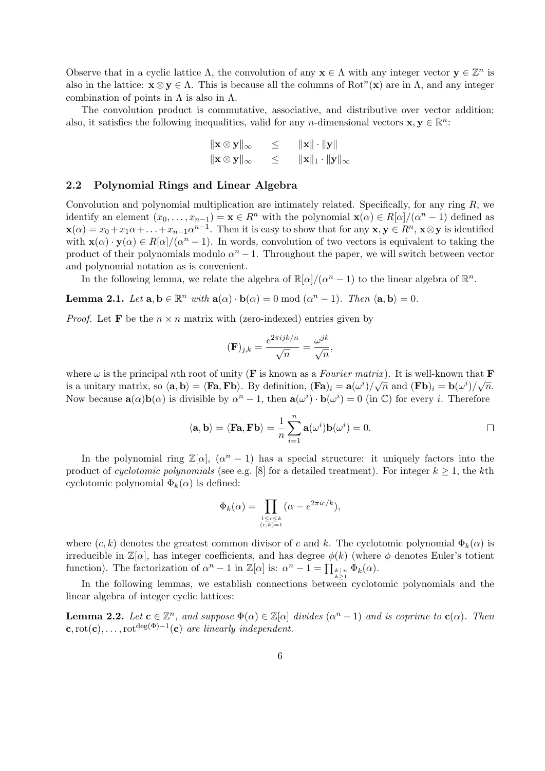Observe that in a cyclic lattice $\Lambda$, the convolution of any $\mathbf{x} \in \Lambda$ with any integer vector $\mathbf{y} \in \mathbb{Z}^n$ is also in the lattice: $\mathbf{x} \otimes \mathbf{y} \in \Lambda$. This is because all the columns of $\mathrm{Rot}^n(\mathbf{x})$ are in $\Lambda$, and any integer combination of points in $\Lambda$ is also in $\Lambda$.

The convolution product is commutative, associative, and distributive over vector addition; also, it satisfies the following inequalities, valid for any $n$-dimensional vectors $\mathbf{x}, \mathbf{y} \in \mathbb{R}^n$:

$$\begin{aligned} \|\mathbf{x} \otimes \mathbf{y}\|_\infty \quad &\leq \quad \|\mathbf{x}\| \cdot \|\mathbf{y}\| \\ \|\mathbf{x} \otimes \mathbf{y}\|_\infty \quad &\leq \quad \|\mathbf{x}\|_1 \cdot \|\mathbf{y}\|_\infty \end{aligned}$$

### 2.2 Polynomial Rings and Linear Algebra

Convolution and polynomial multiplication are intimately related. Specifically, for any ring $R$, we identify an element $(x_0, \ldots, x_{n-1}) = \mathbf{x} \in R^n$ with the polynomial $\mathbf{x}(\alpha) \in R[\alpha]/(\alpha^n - 1)$ defined as $\mathbf{x}(\alpha) = x_0 + x_1\alpha + \ldots + x_{n-1}\alpha^{n-1}$. Then it is easy to show that for any $\mathbf{x}, \mathbf{y} \in R^n$, $\mathbf{x} \otimes \mathbf{y}$ is identified with $\mathbf{x}(\alpha) \cdot \mathbf{y}(\alpha) \in R[\alpha]/(\alpha^n - 1)$. In words, convolution of two vectors is equivalent to taking the product of their polynomials modulo $\alpha^n - 1$. Throughout the paper, we will switch between vector and polynomial notation as is convenient.

In the following lemma, we relate the algebra of $\mathbb{R}[\alpha]/(\alpha^n - 1)$ to the linear algebra of $\mathbb{R}^n$.

**Lemma 2.1.** *Let $\mathbf{a}, \mathbf{b} \in \mathbb{R}^n$ with $\mathbf{a}(\alpha) \cdot \mathbf{b}(\alpha) = 0 \bmod (\alpha^n - 1)$. Then $\langle \mathbf{a}, \mathbf{b} \rangle = 0$.*

*Proof.* Let $\mathbf{F}$ be the $n \times n$ matrix with (zero-indexed) entries given by

$$(\mathbf{F})_{j,k} = \frac{e^{2\pi i jk/n}}{\sqrt{n}} = \frac{\omega^{jk}}{\sqrt{n}},$$

where $\omega$ is the principal $n$th root of unity ($\mathbf{F}$ is known as a *Fourier matrix*). It is well-known that $\mathbf{F}$ is a unitary matrix, so $\langle \mathbf{a}, \mathbf{b} \rangle = \langle \mathbf{Fa}, \mathbf{Fb} \rangle$. By definition, $(\mathbf{Fa})_i = \mathbf{a}(\omega^i)/\sqrt{n}$ and $(\mathbf{Fb})_i = \mathbf{b}(\omega^i)/\sqrt{n}$. Now because $\mathbf{a}(\alpha)\mathbf{b}(\alpha)$ is divisible by $\alpha^n - 1$, then $\mathbf{a}(\omega^i) \cdot \mathbf{b}(\omega^i) = 0$ (in $\mathbb{C}$) for every $i$. Therefore

$$\langle \mathbf{a}, \mathbf{b} \rangle = \langle \mathbf{Fa}, \mathbf{Fb} \rangle = \frac{1}{n} \sum_{i=1}^{n} \mathbf{a}(\omega^i)\mathbf{b}(\omega^i) = 0.$$

$\square$

In the polynomial ring $\mathbb{Z}[\alpha]$, $(\alpha^n - 1)$ has a special structure: it uniquely factors into the product of *cyclotomic polynomials* (see e.g. [8] for a detailed treatment). For integer $k \geq 1$, the $k$th cyclotomic polynomial $\Phi_k(\alpha)$ is defined:

$$\Phi_k(\alpha) = \prod_{\substack{1 \leq c \leq k \\ (c,k)=1}} (\alpha - e^{2\pi i c/k}),$$

where $(c, k)$ denotes the greatest common divisor of $c$ and $k$. The cyclotomic polynomial $\Phi_k(\alpha)$ is irreducible in $\mathbb{Z}[\alpha]$, has integer coefficients, and has degree $\phi(k)$ (where $\phi$ denotes Euler's totient function). The factorization of $\alpha^n - 1$ in $\mathbb{Z}[\alpha]$ is: $\alpha^n - 1 = \prod_{\substack{k \mid n \\ k \geq 1}} \Phi_k(\alpha)$.

In the following lemmas, we establish connections between cyclotomic polynomials and the linear algebra of integer cyclic lattices:

**Lemma 2.2.** *Let $\mathbf{c} \in \mathbb{Z}^n$, and suppose $\Phi(\alpha) \in \mathbb{Z}[\alpha]$ divides $(\alpha^n - 1)$ and is coprime to $\mathbf{c}(\alpha)$. Then $\mathbf{c}, \mathrm{rot}(\mathbf{c}), \ldots, \mathrm{rot}^{\deg(\Phi)-1}(\mathbf{c})$ are linearly independent.*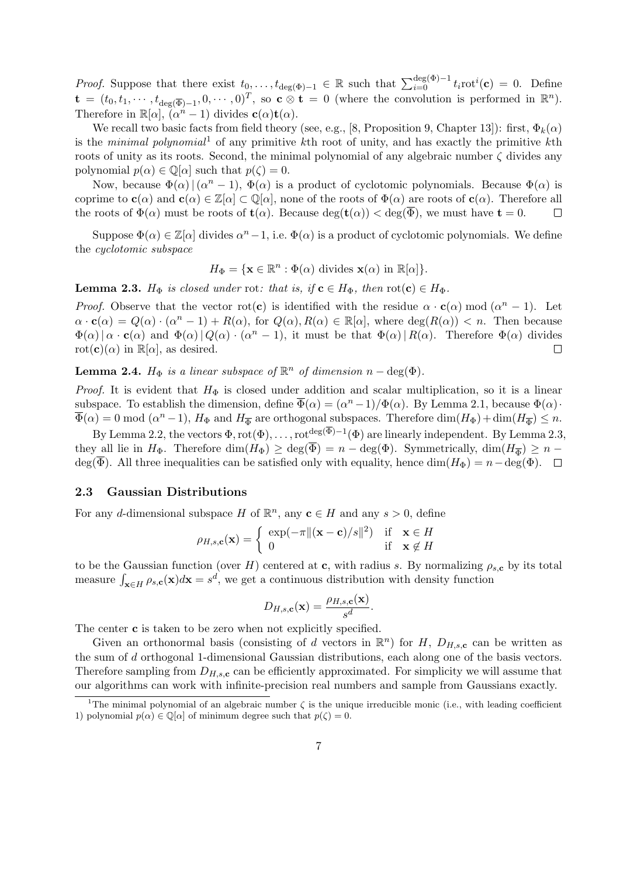*Proof.* Suppose that there exist $t_0, \ldots, t_{\deg(\Phi)-1} \in \mathbb{R}$ such that $\sum_{i=0}^{\deg(\Phi)-1} t_i \text{rot}^i(\mathbf{c}) = 0$. Define $\mathbf{t} = (t_0, t_1, \cdots, t_{\deg(\overline{\Phi})-1}, 0, \cdots, 0)^T$, so $\mathbf{c} \otimes \mathbf{t} = 0$ (where the convolution is performed in $\mathbb{R}^n$). Therefore in $\mathbb{R}[\alpha]$, $(\alpha^n - 1)$ divides $\mathbf{c}(\alpha)\mathbf{t}(\alpha)$.

We recall two basic facts from field theory (see, e.g., [8, Proposition 9, Chapter 13]): first, $\Phi_k(\alpha)$ is the *minimal polynomial*[1] of any primitive $k$th root of unity, and has exactly the primitive $k$th roots of unity as its roots. Second, the minimal polynomial of any algebraic number $\zeta$ divides any polynomial $p(\alpha) \in \mathbb{Q}[\alpha]$ such that $p(\zeta) = 0$.

Now, because $\Phi(\alpha) \,|\, (\alpha^n - 1)$, $\Phi(\alpha)$ is a product of cyclotomic polynomials. Because $\Phi(\alpha)$ is coprime to $\mathbf{c}(\alpha)$ and $\mathbf{c}(\alpha) \in \mathbb{Z}[\alpha] \subset \mathbb{Q}[\alpha]$, none of the roots of $\Phi(\alpha)$ are roots of $\mathbf{c}(\alpha)$. Therefore all the roots of $\Phi(\alpha)$ must be roots of $\mathbf{t}(\alpha)$. Because $\deg(\mathbf{t}(\alpha)) < \deg(\overline{\Phi})$, we must have $\mathbf{t} = 0$. $\square$

Suppose $\Phi(\alpha) \in \mathbb{Z}[\alpha]$ divides $\alpha^n - 1$, i.e. $\Phi(\alpha)$ is a product of cyclotomic polynomials. We define the *cyclotomic subspace*

$$H_\Phi = \{\mathbf{x} \in \mathbb{R}^n : \Phi(\alpha) \text{ divides } \mathbf{x}(\alpha) \text{ in } \mathbb{R}[\alpha]\}.$$

**Lemma 2.3.** *$H_\Phi$ is closed under* rot*: that is, if $\mathbf{c} \in H_\Phi$, then $\text{rot}(\mathbf{c}) \in H_\Phi$.*

*Proof.* Observe that the vector $\text{rot}(\mathbf{c})$ is identified with the residue $\alpha \cdot \mathbf{c}(\alpha) \bmod (\alpha^n - 1)$. Let $\alpha \cdot \mathbf{c}(\alpha) = Q(\alpha) \cdot (\alpha^n - 1) + R(\alpha)$, for $Q(\alpha), R(\alpha) \in \mathbb{R}[\alpha]$, where $\deg(R(\alpha)) < n$. Then because $\Phi(\alpha) \,|\, \alpha \cdot \mathbf{c}(\alpha)$ and $\Phi(\alpha) \,|\, Q(\alpha) \cdot (\alpha^n - 1)$, it must be that $\Phi(\alpha) \,|\, R(\alpha)$. Therefore $\Phi(\alpha)$ divides $\text{rot}(\mathbf{c})(\alpha)$ in $\mathbb{R}[\alpha]$, as desired. $\square$

**Lemma 2.4.** *$H_\Phi$ is a linear subspace of $\mathbb{R}^n$ of dimension $n - \deg(\Phi)$.*

*Proof.* It is evident that $H_\Phi$ is closed under addition and scalar multiplication, so it is a linear subspace. To establish the dimension, define $\overline{\Phi}(\alpha) = (\alpha^n - 1)/\Phi(\alpha)$. By Lemma 2.1, because $\Phi(\alpha) \cdot \overline{\Phi}(\alpha) = 0 \bmod (\alpha^n - 1)$, $H_\Phi$ and $H_{\overline{\Phi}}$ are orthogonal subspaces. Therefore $\dim(H_\Phi) + \dim(H_{\overline{\Phi}}) \leq n$.

By Lemma 2.2, the vectors $\Phi, \text{rot}(\Phi), \ldots, \text{rot}^{\deg(\overline{\Phi})-1}(\Phi)$ are linearly independent. By Lemma 2.3, they all lie in $H_\Phi$. Therefore $\dim(H_\Phi) \geq \deg(\overline{\Phi}) = n - \deg(\Phi)$. Symmetrically, $\dim(H_{\overline{\Phi}}) \geq n - \deg(\overline{\Phi})$. All three inequalities can be satisfied only with equality, hence $\dim(H_\Phi) = n - \deg(\Phi)$. $\square$

### 2.3 Gaussian Distributions

For any $d$-dimensional subspace $H$ of $\mathbb{R}^n$, any $\mathbf{c} \in H$ and any $s > 0$, define

$$\rho_{H,s,\mathbf{c}}(\mathbf{x}) = \begin{cases} \exp(-\pi \|(\mathbf{x} - \mathbf{c})/s\|^2) & \text{if } \mathbf{x} \in H \\ 0 & \text{if } \mathbf{x} \notin H \end{cases}$$

to be the Gaussian function (over $H$) centered at $\mathbf{c}$, with radius $s$. By normalizing $\rho_{s,\mathbf{c}}$ by its total measure $\int_{\mathbf{x} \in H} \rho_{s,\mathbf{c}}(\mathbf{x}) d\mathbf{x} = s^d$, we get a continuous distribution with density function

$$D_{H,s,\mathbf{c}}(\mathbf{x}) = \frac{\rho_{H,s,\mathbf{c}}(\mathbf{x})}{s^d}.$$

The center $\mathbf{c}$ is taken to be zero when not explicitly specified.

Given an orthonormal basis (consisting of $d$ vectors in $\mathbb{R}^n$) for $H$, $D_{H,s,\mathbf{c}}$ can be written as the sum of $d$ orthogonal 1-dimensional Gaussian distributions, each along one of the basis vectors. Therefore sampling from $D_{H,s,\mathbf{c}}$ can be efficiently approximated. For simplicity we will assume that our algorithms can work with infinite-precision real numbers and sample from Gaussians exactly.

[1] The minimal polynomial of an algebraic number $\zeta$ is the unique irreducible monic (i.e., with leading coefficient 1) polynomial $p(\alpha) \in \mathbb{Q}[\alpha]$ of minimum degree such that $p(\zeta) = 0$.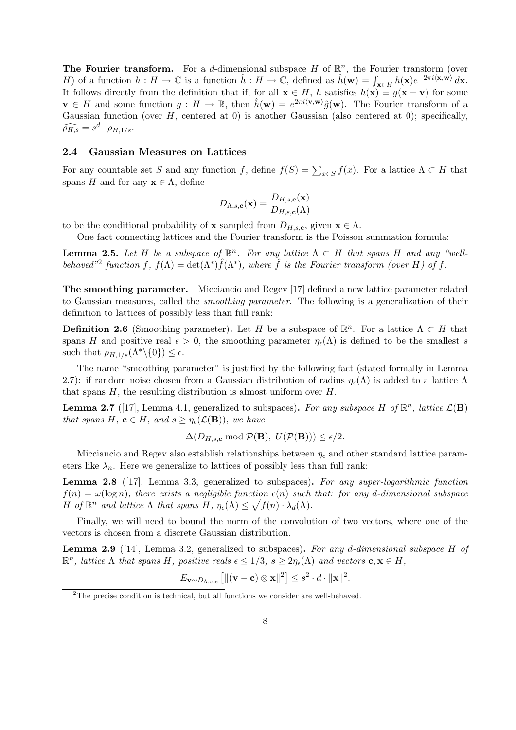**The Fourier transform.** For a $d$-dimensional subspace $H$ of $\mathbb{R}^n$, the Fourier transform (over $H$) of a function $h : H \to \mathbb{C}$ is a function $\hat{h} : H \to \mathbb{C}$, defined as $\hat{h}(\mathbf{w}) = \int_{\mathbf{x} \in H} h(\mathbf{x}) e^{-2\pi i \langle \mathbf{x}, \mathbf{w} \rangle} \, d\mathbf{x}$. It follows directly from the definition that if, for all $\mathbf{x} \in H$, $h$ satisfies $h(\mathbf{x}) \equiv g(\mathbf{x} + \mathbf{v})$ for some $\mathbf{v} \in H$ and some function $g : H \to \mathbb{R}$, then $\hat{h}(\mathbf{w}) = e^{2\pi i \langle \mathbf{v}, \mathbf{w} \rangle} \hat{g}(\mathbf{w})$. The Fourier transform of a Gaussian function (over $H$, centered at 0) is another Gaussian (also centered at 0); specifically, $\widehat{\rho_{H,s}} = s^d \cdot \rho_{H,1/s}$.

### 2.4 Gaussian Measures on Lattices

For any countable set $S$ and any function $f$, define $f(S) = \sum_{x \in S} f(x)$. For a lattice $\Lambda \subset H$ that spans $H$ and for any $\mathbf{x} \in \Lambda$, define

$$D_{\Lambda,s,\mathbf{c}}(\mathbf{x}) = \frac{D_{H,s,\mathbf{c}}(\mathbf{x})}{D_{H,s,\mathbf{c}}(\Lambda)}$$

to be the conditional probability of $\mathbf{x}$ sampled from $D_{H,s,\mathbf{c}}$, given $\mathbf{x} \in \Lambda$.

One fact connecting lattices and the Fourier transform is the Poisson summation formula:

**Lemma 2.5.** *Let $H$ be a subspace of $\mathbb{R}^n$. For any lattice $\Lambda \subset H$ that spans $H$ and any "well-behaved"[2] function $f$, $f(\Lambda) = \det(\Lambda^*) \hat{f}(\Lambda^*)$, where $\hat{f}$ is the Fourier transform (over $H$) of $f$.*

**The smoothing parameter.** Micciancio and Regev [17] defined a new lattice parameter related to Gaussian measures, called the *smoothing parameter*. The following is a generalization of their definition to lattices of possibly less than full rank:

**Definition 2.6** (Smoothing parameter)**.** Let $H$ be a subspace of $\mathbb{R}^n$. For a lattice $\Lambda \subset H$ that spans $H$ and positive real $\epsilon > 0$, the smoothing parameter $\eta_\epsilon(\Lambda)$ is defined to be the smallest $s$ such that $\rho_{H,1/s}(\Lambda^* \backslash \{0\}) \leq \epsilon$.

The name "smoothing parameter" is justified by the following fact (stated formally in Lemma 2.7): if random noise chosen from a Gaussian distribution of radius $\eta_\epsilon(\Lambda)$ is added to a lattice $\Lambda$ that spans $H$, the resulting distribution is almost uniform over $H$.

**Lemma 2.7** ([17], Lemma 4.1, generalized to subspaces)**.** *For any subspace $H$ of $\mathbb{R}^n$, lattice $\mathcal{L}(\mathbf{B})$ that spans $H$, $\mathbf{c} \in H$, and $s \geq \eta_\epsilon(\mathcal{L}(\mathbf{B}))$, we have*

$$\Delta(D_{H,s,\mathbf{c}} \bmod \mathcal{P}(\mathbf{B}),\, U(\mathcal{P}(\mathbf{B}))) \leq \epsilon/2.$$

Micciancio and Regev also establish relationships between $\eta_\epsilon$ and other standard lattice parameters like $\lambda_n$. Here we generalize to lattices of possibly less than full rank:

**Lemma 2.8** ([17], Lemma 3.3, generalized to subspaces)**.** *For any super-logarithmic function $f(n) = \omega(\log n)$, there exists a negligible function $\epsilon(n)$ such that: for any $d$-dimensional subspace $H$ of $\mathbb{R}^n$ and lattice $\Lambda$ that spans $H$, $\eta_\epsilon(\Lambda) \leq \sqrt{f(n)} \cdot \lambda_d(\Lambda)$.*

Finally, we will need to bound the norm of the convolution of two vectors, where one of the vectors is chosen from a discrete Gaussian distribution.

**Lemma 2.9** ([14], Lemma 3.2, generalized to subspaces)**.** *For any $d$-dimensional subspace $H$ of $\mathbb{R}^n$, lattice $\Lambda$ that spans $H$, positive reals $\epsilon \leq 1/3$, $s \geq 2\eta_\epsilon(\Lambda)$ and vectors $\mathbf{c}, \mathbf{x} \in H$,*

$$E_{\mathbf{v} \sim D_{\Lambda,s,\mathbf{c}}}\left[\|(\mathbf{v} - \mathbf{c}) \otimes \mathbf{x}\|^2\right] \leq s^2 \cdot d \cdot \|\mathbf{x}\|^2.$$

[2] The precise condition is technical, but all functions we consider are well-behaved.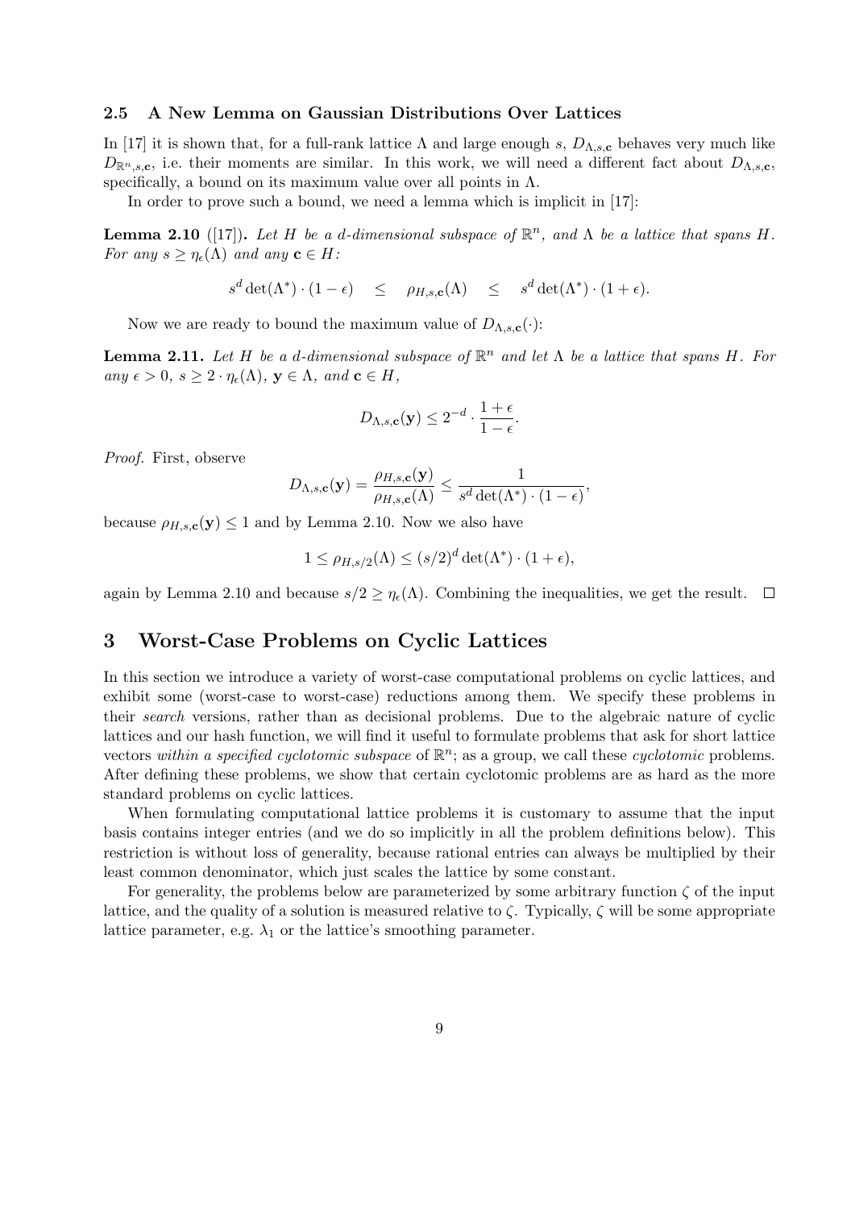### 2.5 A New Lemma on Gaussian Distributions Over Lattices

In [17] it is shown that, for a full-rank lattice $\Lambda$ and large enough $s$, $D_{\Lambda,s,\mathbf{c}}$ behaves very much like $D_{\mathbb{R}^n,s,\mathbf{c}}$, i.e. their moments are similar. In this work, we will need a different fact about $D_{\Lambda,s,\mathbf{c}}$, specifically, a bound on its maximum value over all points in $\Lambda$.

In order to prove such a bound, we need a lemma which is implicit in [17]:

**Lemma 2.10** ([17])**.** *Let $H$ be a $d$-dimensional subspace of $\mathbb{R}^n$, and $\Lambda$ be a lattice that spans $H$. For any $s \geq \eta_\epsilon(\Lambda)$ and any $\mathbf{c} \in H$:*

$$s^d \det(\Lambda^*) \cdot (1-\epsilon) \quad \leq \quad \rho_{H,s,\mathbf{c}}(\Lambda) \quad \leq \quad s^d \det(\Lambda^*) \cdot (1+\epsilon).$$

Now we are ready to bound the maximum value of $D_{\Lambda,s,\mathbf{c}}(\cdot)$:

**Lemma 2.11.** *Let $H$ be a $d$-dimensional subspace of $\mathbb{R}^n$ and let $\Lambda$ be a lattice that spans $H$. For any $\epsilon > 0$, $s \geq 2 \cdot \eta_\epsilon(\Lambda)$, $\mathbf{y} \in \Lambda$, and $\mathbf{c} \in H$,*

$$D_{\Lambda,s,\mathbf{c}}(\mathbf{y}) \leq 2^{-d} \cdot \frac{1+\epsilon}{1-\epsilon}.$$

*Proof.* First, observe

$$D_{\Lambda,s,\mathbf{c}}(\mathbf{y}) = \frac{\rho_{H,s,\mathbf{c}}(\mathbf{y})}{\rho_{H,s,\mathbf{c}}(\Lambda)} \leq \frac{1}{s^d \det(\Lambda^*) \cdot (1-\epsilon)},$$

because $\rho_{H,s,\mathbf{c}}(\mathbf{y}) \leq 1$ and by Lemma 2.10. Now we also have

$$1 \leq \rho_{H,s/2}(\Lambda) \leq (s/2)^d \det(\Lambda^*) \cdot (1+\epsilon),$$

again by Lemma 2.10 and because $s/2 \geq \eta_\epsilon(\Lambda)$. Combining the inequalities, we get the result. $\square$

## 3 Worst-Case Problems on Cyclic Lattices

In this section we introduce a variety of worst-case computational problems on cyclic lattices, and exhibit some (worst-case to worst-case) reductions among them. We specify these problems in their *search* versions, rather than as decisional problems. Due to the algebraic nature of cyclic lattices and our hash function, we will find it useful to formulate problems that ask for short lattice vectors *within a specified cyclotomic subspace* of $\mathbb{R}^n$; as a group, we call these *cyclotomic* problems. After defining these problems, we show that certain cyclotomic problems are as hard as the more standard problems on cyclic lattices.

When formulating computational lattice problems it is customary to assume that the input basis contains integer entries (and we do so implicitly in all the problem definitions below). This restriction is without loss of generality, because rational entries can always be multiplied by their least common denominator, which just scales the lattice by some constant.

For generality, the problems below are parameterized by some arbitrary function $\zeta$ of the input lattice, and the quality of a solution is measured relative to $\zeta$. Typically, $\zeta$ will be some appropriate lattice parameter, e.g. $\lambda_1$ or the lattice's smoothing parameter.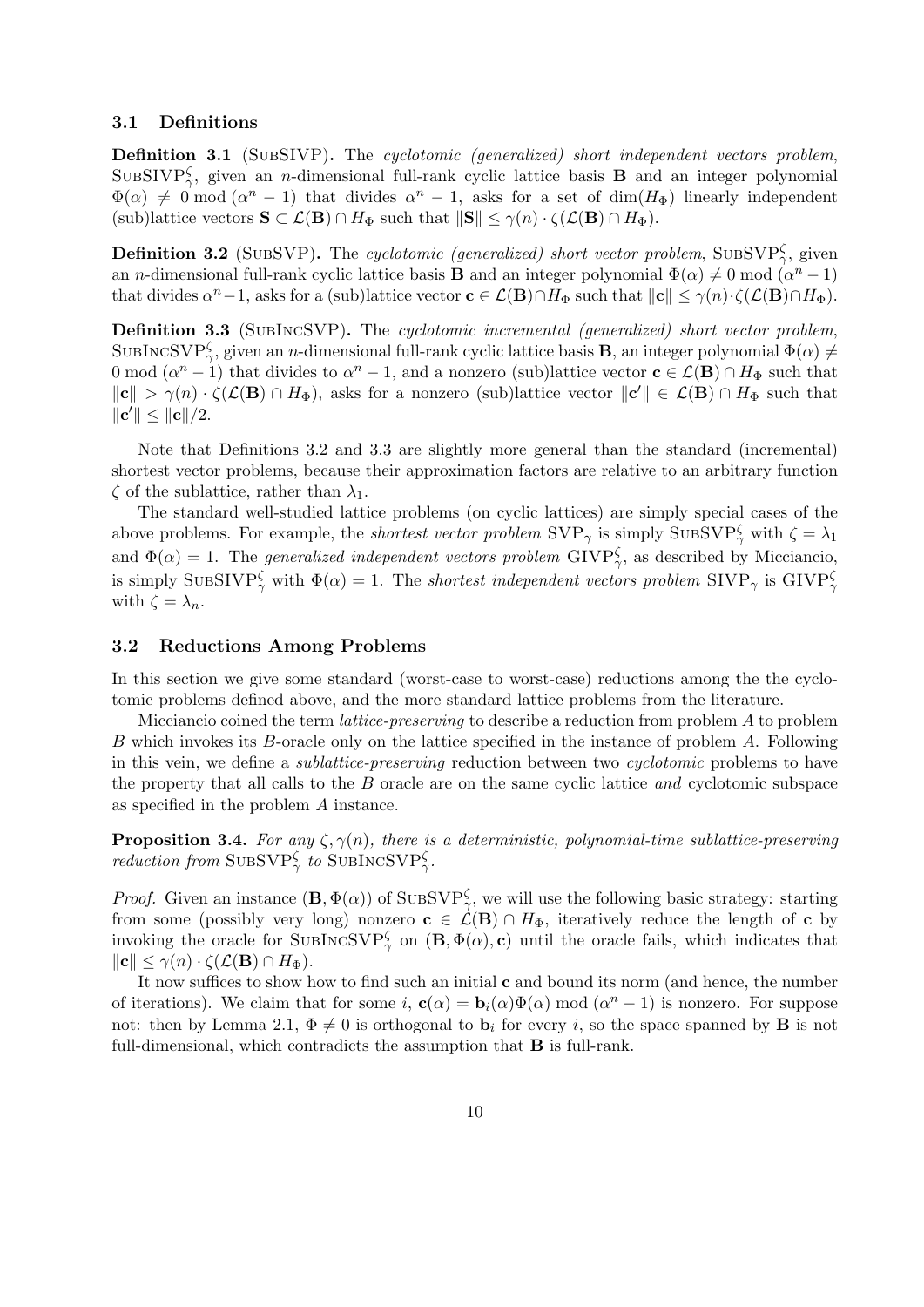### 3.1 Definitions

**Definition 3.1** (SubSIVP)**.** The *cyclotomic (generalized) short independent vectors problem*, $\text{SubSIVP}^\zeta_\gamma$, given an $n$-dimensional full-rank cyclic lattice basis $\mathbf{B}$ and an integer polynomial $\Phi(\alpha) \neq 0 \bmod (\alpha^n - 1)$ that divides $\alpha^n - 1$, asks for a set of $\dim(H_\Phi)$ linearly independent (sub)lattice vectors $\mathbf{S} \subset \mathcal{L}(\mathbf{B}) \cap H_\Phi$ such that $\|\mathbf{S}\| \leq \gamma(n) \cdot \zeta(\mathcal{L}(\mathbf{B}) \cap H_\Phi)$.

**Definition 3.2** (SubSVP)**.** The *cyclotomic (generalized) short vector problem*, $\text{SubSVP}^\zeta_\gamma$, given an $n$-dimensional full-rank cyclic lattice basis $\mathbf{B}$ and an integer polynomial $\Phi(\alpha) \neq 0 \bmod (\alpha^n - 1)$ that divides $\alpha^n - 1$, asks for a (sub)lattice vector $\mathbf{c} \in \mathcal{L}(\mathbf{B}) \cap H_\Phi$ such that $\|\mathbf{c}\| \leq \gamma(n) \cdot \zeta(\mathcal{L}(\mathbf{B}) \cap H_\Phi)$.

**Definition 3.3** (SubIncSVP)**.** The *cyclotomic incremental (generalized) short vector problem*, $\text{SubIncSVP}^\zeta_\gamma$, given an $n$-dimensional full-rank cyclic lattice basis $\mathbf{B}$, an integer polynomial $\Phi(\alpha) \neq 0 \bmod (\alpha^n - 1)$ that divides to $\alpha^n - 1$, and a nonzero (sub)lattice vector $\mathbf{c} \in \mathcal{L}(\mathbf{B}) \cap H_\Phi$ such that $\|\mathbf{c}\| > \gamma(n) \cdot \zeta(\mathcal{L}(\mathbf{B}) \cap H_\Phi)$, asks for a nonzero (sub)lattice vector $\|\mathbf{c}'\| \in \mathcal{L}(\mathbf{B}) \cap H_\Phi$ such that $\|\mathbf{c}'\| \leq \|\mathbf{c}\|/2$.

Note that Definitions 3.2 and 3.3 are slightly more general than the standard (incremental) shortest vector problems, because their approximation factors are relative to an arbitrary function $\zeta$ of the sublattice, rather than $\lambda_1$.

The standard well-studied lattice problems (on cyclic lattices) are simply special cases of the above problems. For example, the *shortest vector problem* $\text{SVP}_\gamma$ is simply $\text{SubSVP}^\zeta_\gamma$ with $\zeta = \lambda_1$ and $\Phi(\alpha) = 1$. The *generalized independent vectors problem* $\text{GIVP}^\zeta_\gamma$, as described by Micciancio, is simply $\text{SubSIVP}^\zeta_\gamma$ with $\Phi(\alpha) = 1$. The *shortest independent vectors problem* $\text{SIVP}_\gamma$ is $\text{GIVP}^\zeta_\gamma$ with $\zeta = \lambda_n$.

### 3.2 Reductions Among Problems

In this section we give some standard (worst-case to worst-case) reductions among the the cyclotomic problems defined above, and the more standard lattice problems from the literature.

Micciancio coined the term *lattice-preserving* to describe a reduction from problem $A$ to problem $B$ which invokes its $B$-oracle only on the lattice specified in the instance of problem $A$. Following in this vein, we define a *sublattice-preserving* reduction between two *cyclotomic* problems to have the property that all calls to the $B$ oracle are on the same cyclic lattice *and* cyclotomic subspace as specified in the problem $A$ instance.

**Proposition 3.4.** *For any $\zeta, \gamma(n)$, there is a deterministic, polynomial-time sublattice-preserving reduction from $\text{SubSVP}^\zeta_\gamma$ to $\text{SubIncSVP}^\zeta_\gamma$.*

*Proof.* Given an instance $(\mathbf{B}, \Phi(\alpha))$ of $\text{SubSVP}^\zeta_\gamma$, we will use the following basic strategy: starting from some (possibly very long) nonzero $\mathbf{c} \in \mathcal{L}(\mathbf{B}) \cap H_\Phi$, iteratively reduce the length of $\mathbf{c}$ by invoking the oracle for $\text{SubIncSVP}^\zeta_\gamma$ on $(\mathbf{B}, \Phi(\alpha), \mathbf{c})$ until the oracle fails, which indicates that $\|\mathbf{c}\| \leq \gamma(n) \cdot \zeta(\mathcal{L}(\mathbf{B}) \cap H_\Phi)$.

It now suffices to show how to find such an initial $\mathbf{c}$ and bound its norm (and hence, the number of iterations). We claim that for some $i$, $\mathbf{c}(\alpha) = \mathbf{b}_i(\alpha)\Phi(\alpha) \bmod (\alpha^n - 1)$ is nonzero. For suppose not: then by Lemma 2.1, $\Phi \neq 0$ is orthogonal to $\mathbf{b}_i$ for every $i$, so the space spanned by $\mathbf{B}$ is not full-dimensional, which contradicts the assumption that $\mathbf{B}$ is full-rank.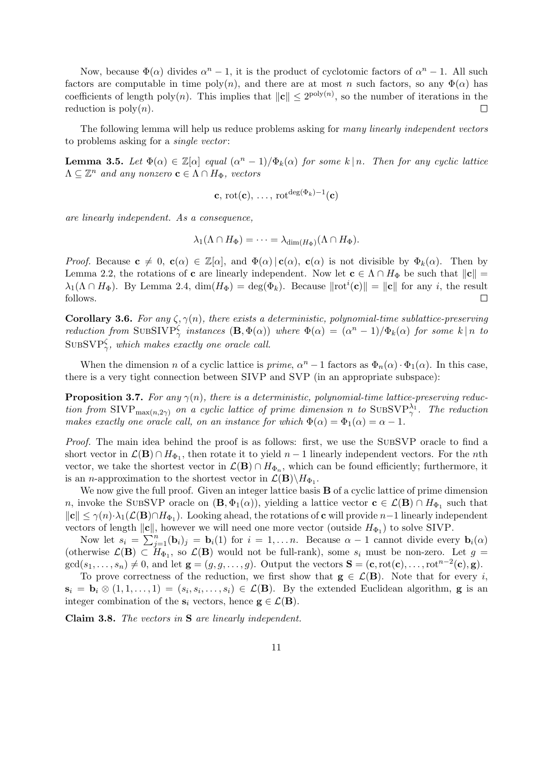Now, because $\Phi(\alpha)$ divides $\alpha^n - 1$, it is the product of cyclotomic factors of $\alpha^n - 1$. All such factors are computable in time $\text{poly}(n)$, and there are at most $n$ such factors, so any $\Phi(\alpha)$ has coefficients of length $\text{poly}(n)$. This implies that $\|\mathbf{c}\| \leq 2^{\text{poly}(n)}$, so the number of iterations in the reduction is $\text{poly}(n)$. □

The following lemma will help us reduce problems asking for *many linearly independent vectors* to problems asking for a *single vector*:

**Lemma 3.5.** *Let $\Phi(\alpha) \in \mathbb{Z}[\alpha]$ equal $(\alpha^n - 1)/\Phi_k(\alpha)$ for some $k \mid n$. Then for any cyclic lattice $\Lambda \subseteq \mathbb{Z}^n$ and any nonzero $\mathbf{c} \in \Lambda \cap H_\Phi$, vectors*

$$\mathbf{c},\, \text{rot}(\mathbf{c}),\, \ldots,\, \text{rot}^{\deg(\Phi_k)-1}(\mathbf{c})$$

*are linearly independent. As a consequence,*

$$\lambda_1(\Lambda \cap H_\Phi) = \cdots = \lambda_{\dim(H_\Phi)}(\Lambda \cap H_\Phi).$$

*Proof.* Because $\mathbf{c} \neq 0$, $\mathbf{c}(\alpha) \in \mathbb{Z}[\alpha]$, and $\Phi(\alpha) \mid \mathbf{c}(\alpha)$, $\mathbf{c}(\alpha)$ is not divisible by $\Phi_k(\alpha)$. Then by Lemma 2.2, the rotations of $\mathbf{c}$ are linearly independent. Now let $\mathbf{c} \in \Lambda \cap H_\Phi$ be such that $\|\mathbf{c}\| = \lambda_1(\Lambda \cap H_\Phi)$. By Lemma 2.4, $\dim(H_\Phi) = \deg(\Phi_k)$. Because $\|\text{rot}^i(\mathbf{c})\| = \|\mathbf{c}\|$ for any $i$, the result follows. □

**Corollary 3.6.** *For any $\zeta, \gamma(n)$, there exists a deterministic, polynomial-time sublattice-preserving reduction from* $\text{SubSIVP}_\gamma^\zeta$ *instances $(\mathbf{B}, \Phi(\alpha))$ where $\Phi(\alpha) = (\alpha^n - 1)/\Phi_k(\alpha)$ for some $k \mid n$ to* $\text{SubSVP}_\gamma^\zeta$*, which makes exactly one oracle call.*

When the dimension $n$ of a cyclic lattice is *prime*, $\alpha^n - 1$ factors as $\Phi_n(\alpha) \cdot \Phi_1(\alpha)$. In this case, there is a very tight connection between SIVP and SVP (in an appropriate subspace):

**Proposition 3.7.** *For any $\gamma(n)$, there is a deterministic, polynomial-time lattice-preserving reduction from* $\text{SIVP}_{\max(n,2\gamma)}$ *on a cyclic lattice of prime dimension $n$ to* $\text{SubSVP}_\gamma^{\lambda_1}$*. The reduction makes exactly one oracle call, on an instance for which $\Phi(\alpha) = \Phi_1(\alpha) = \alpha - 1$.*

*Proof.* The main idea behind the proof is as follows: first, we use the SubSVP oracle to find a short vector in $\mathcal{L}(\mathbf{B}) \cap H_{\Phi_1}$, then rotate it to yield $n-1$ linearly independent vectors. For the $n$th vector, we take the shortest vector in $\mathcal{L}(\mathbf{B}) \cap H_{\Phi_n}$, which can be found efficiently; furthermore, it is an $n$-approximation to the shortest vector in $\mathcal{L}(\mathbf{B}) \backslash H_{\Phi_1}$.

We now give the full proof. Given an integer lattice basis $\mathbf{B}$ of a cyclic lattice of prime dimension $n$, invoke the SubSVP oracle on $(\mathbf{B}, \Phi_1(\alpha))$, yielding a lattice vector $\mathbf{c} \in \mathcal{L}(\mathbf{B}) \cap H_{\Phi_1}$ such that $\|\mathbf{c}\| \leq \gamma(n) \cdot \lambda_1(\mathcal{L}(\mathbf{B}) \cap H_{\Phi_1})$. Looking ahead, the rotations of $\mathbf{c}$ will provide $n-1$ linearly independent vectors of length $\|\mathbf{c}\|$, however we will need one more vector (outside $H_{\Phi_1}$) to solve SIVP.

Now let $s_i = \sum_{j=1}^n (\mathbf{b}_i)_j = \mathbf{b}_i(1)$ for $i = 1, \ldots n$. Because $\alpha - 1$ cannot divide every $\mathbf{b}_i(\alpha)$ (otherwise $\mathcal{L}(\mathbf{B}) \subset H_{\Phi_1}$, so $\mathcal{L}(\mathbf{B})$ would not be full-rank), some $s_i$ must be non-zero. Let $g = \gcd(s_1, \ldots, s_n) \neq 0$, and let $\mathbf{g} = (g, g, \ldots, g)$. Output the vectors $\mathbf{S} = (\mathbf{c}, \text{rot}(\mathbf{c}), \ldots, \text{rot}^{n-2}(\mathbf{c}), \mathbf{g})$.

To prove correctness of the reduction, we first show that $\mathbf{g} \in \mathcal{L}(\mathbf{B})$. Note that for every $i$, $\mathbf{s}_i = \mathbf{b}_i \otimes (1, 1, \ldots, 1) = (s_i, s_i, \ldots, s_i) \in \mathcal{L}(\mathbf{B})$. By the extended Euclidean algorithm, $\mathbf{g}$ is an integer combination of the $\mathbf{s}_i$ vectors, hence $\mathbf{g} \in \mathcal{L}(\mathbf{B})$.

**Claim 3.8.** *The vectors in $\mathbf{S}$ are linearly independent.*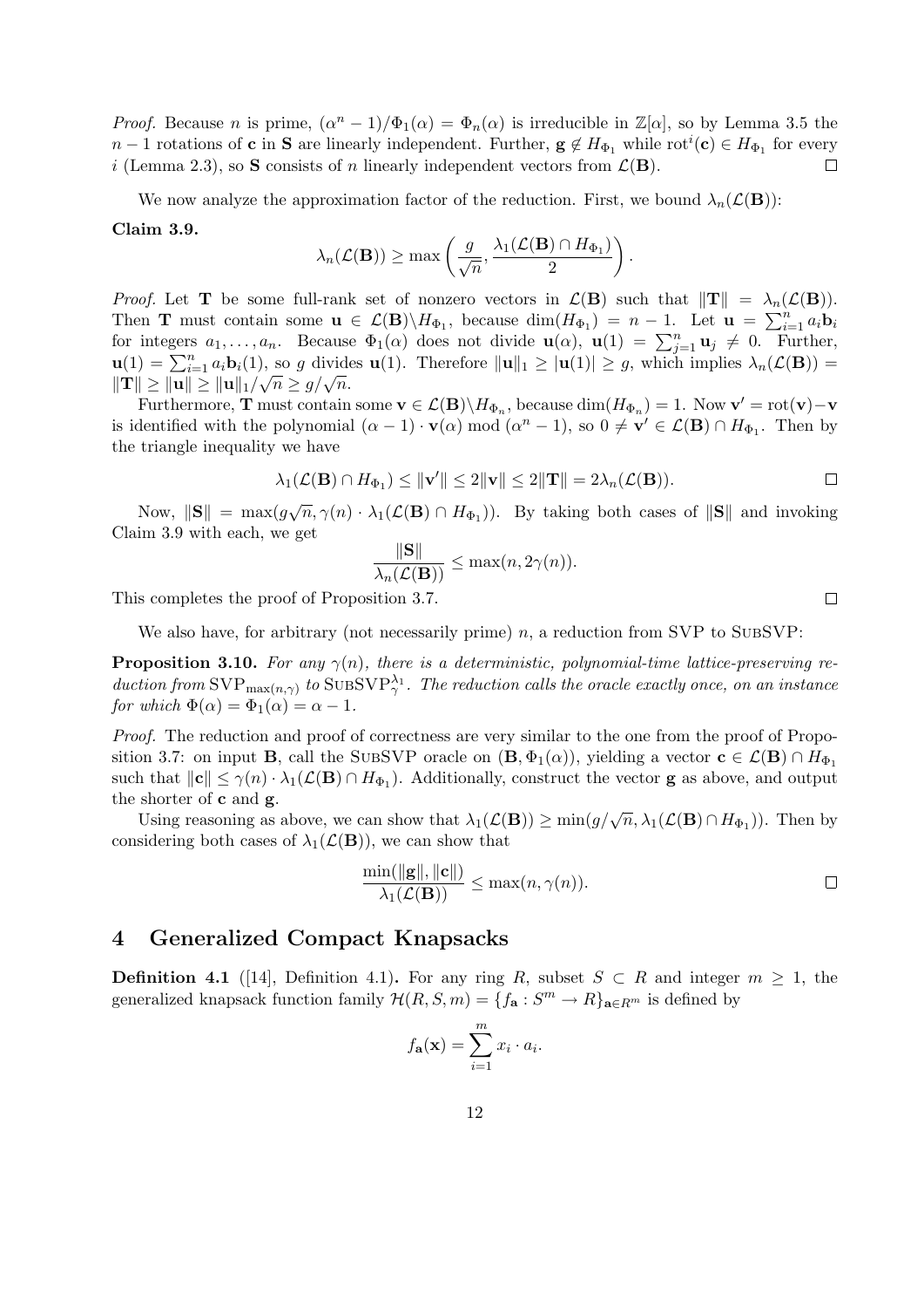*Proof.* Because $n$ is prime, $(\alpha^n - 1)/\Phi_1(\alpha) = \Phi_n(\alpha)$ is irreducible in $\mathbb{Z}[\alpha]$, so by Lemma 3.5 the $n-1$ rotations of $\mathbf{c}$ in $\mathbf{S}$ are linearly independent. Further, $\mathbf{g} \notin H_{\Phi_1}$ while $\text{rot}^i(\mathbf{c}) \in H_{\Phi_1}$ for every $i$ (Lemma 2.3), so $\mathbf{S}$ consists of $n$ linearly independent vectors from $\mathcal{L}(\mathbf{B})$. □

We now analyze the approximation factor of the reduction. First, we bound $\lambda_n(\mathcal{L}(\mathbf{B}))$:

**Claim 3.9.**

$$\lambda_n(\mathcal{L}(\mathbf{B})) \geq \max\left(\frac{g}{\sqrt{n}}, \frac{\lambda_1(\mathcal{L}(\mathbf{B}) \cap H_{\Phi_1})}{2}\right).$$

*Proof.* Let $\mathbf{T}$ be some full-rank set of nonzero vectors in $\mathcal{L}(\mathbf{B})$ such that $\|\mathbf{T}\| = \lambda_n(\mathcal{L}(\mathbf{B}))$. Then $\mathbf{T}$ must contain some $\mathbf{u} \in \mathcal{L}(\mathbf{B}) \backslash H_{\Phi_1}$, because $\dim(H_{\Phi_1}) = n-1$. Let $\mathbf{u} = \sum_{i=1}^n a_i \mathbf{b}_i$ for integers $a_1, \ldots, a_n$. Because $\Phi_1(\alpha)$ does not divide $\mathbf{u}(\alpha)$, $\mathbf{u}(1) = \sum_{j=1}^n \mathbf{u}_j \neq 0$. Further, $\mathbf{u}(1) = \sum_{i=1}^n a_i \mathbf{b}_i(1)$, so $g$ divides $\mathbf{u}(1)$. Therefore $\|\mathbf{u}\|_1 \geq |\mathbf{u}(1)| \geq g$, which implies $\lambda_n(\mathcal{L}(\mathbf{B})) = \|\mathbf{T}\| \geq \|\mathbf{u}\| \geq \|\mathbf{u}\|_1/\sqrt{n} \geq g/\sqrt{n}$.

Furthermore, $\mathbf{T}$ must contain some $\mathbf{v} \in \mathcal{L}(\mathbf{B}) \backslash H_{\Phi_n}$, because $\dim(H_{\Phi_n}) = 1$. Now $\mathbf{v}' = \text{rot}(\mathbf{v}) - \mathbf{v}$ is identified with the polynomial $(\alpha - 1) \cdot \mathbf{v}(\alpha) \bmod (\alpha^n - 1)$, so $0 \neq \mathbf{v}' \in \mathcal{L}(\mathbf{B}) \cap H_{\Phi_1}$. Then by the triangle inequality we have

$$\lambda_1(\mathcal{L}(\mathbf{B}) \cap H_{\Phi_1}) \leq \|\mathbf{v}'\| \leq 2\|\mathbf{v}\| \leq 2\|\mathbf{T}\| = 2\lambda_n(\mathcal{L}(\mathbf{B})).$$ □

Now, $\|\mathbf{S}\| = \max(g\sqrt{n}, \gamma(n) \cdot \lambda_1(\mathcal{L}(\mathbf{B}) \cap H_{\Phi_1}))$. By taking both cases of $\|\mathbf{S}\|$ and invoking Claim 3.9 with each, we get

$$\frac{\|\mathbf{S}\|}{\lambda_n(\mathcal{L}(\mathbf{B}))} \leq \max(n, 2\gamma(n)).$$

This completes the proof of Proposition 3.7. □

We also have, for arbitrary (not necessarily prime) $n$, a reduction from SVP to SubSVP:

**Proposition 3.10.** *For any $\gamma(n)$, there is a deterministic, polynomial-time lattice-preserving reduction from $\text{SVP}_{\max(n,\gamma)}$ to $\text{SubSVP}_\gamma^{\lambda_1}$. The reduction calls the oracle exactly once, on an instance for which $\Phi(\alpha) = \Phi_1(\alpha) = \alpha - 1$.*

*Proof.* The reduction and proof of correctness are very similar to the one from the proof of Proposition 3.7: on input $\mathbf{B}$, call the SubSVP oracle on $(\mathbf{B}, \Phi_1(\alpha))$, yielding a vector $\mathbf{c} \in \mathcal{L}(\mathbf{B}) \cap H_{\Phi_1}$ such that $\|\mathbf{c}\| \leq \gamma(n) \cdot \lambda_1(\mathcal{L}(\mathbf{B}) \cap H_{\Phi_1})$. Additionally, construct the vector $\mathbf{g}$ as above, and output the shorter of $\mathbf{c}$ and $\mathbf{g}$.

Using reasoning as above, we can show that $\lambda_1(\mathcal{L}(\mathbf{B})) \geq \min(g/\sqrt{n}, \lambda_1(\mathcal{L}(\mathbf{B}) \cap H_{\Phi_1}))$. Then by considering both cases of $\lambda_1(\mathcal{L}(\mathbf{B}))$, we can show that

$$\frac{\min(\|\mathbf{g}\|, \|\mathbf{c}\|)}{\lambda_1(\mathcal{L}(\mathbf{B}))} \leq \max(n, \gamma(n)).$$ □

# 4 Generalized Compact Knapsacks

**Definition 4.1** ([14], Definition 4.1)**.** For any ring $R$, subset $S \subset R$ and integer $m \geq 1$, the generalized knapsack function family $\mathcal{H}(R, S, m) = \{f_{\mathbf{a}} : S^m \to R\}_{\mathbf{a} \in R^m}$ is defined by

$$f_{\mathbf{a}}(\mathbf{x}) = \sum_{i=1}^m x_i \cdot a_i.$$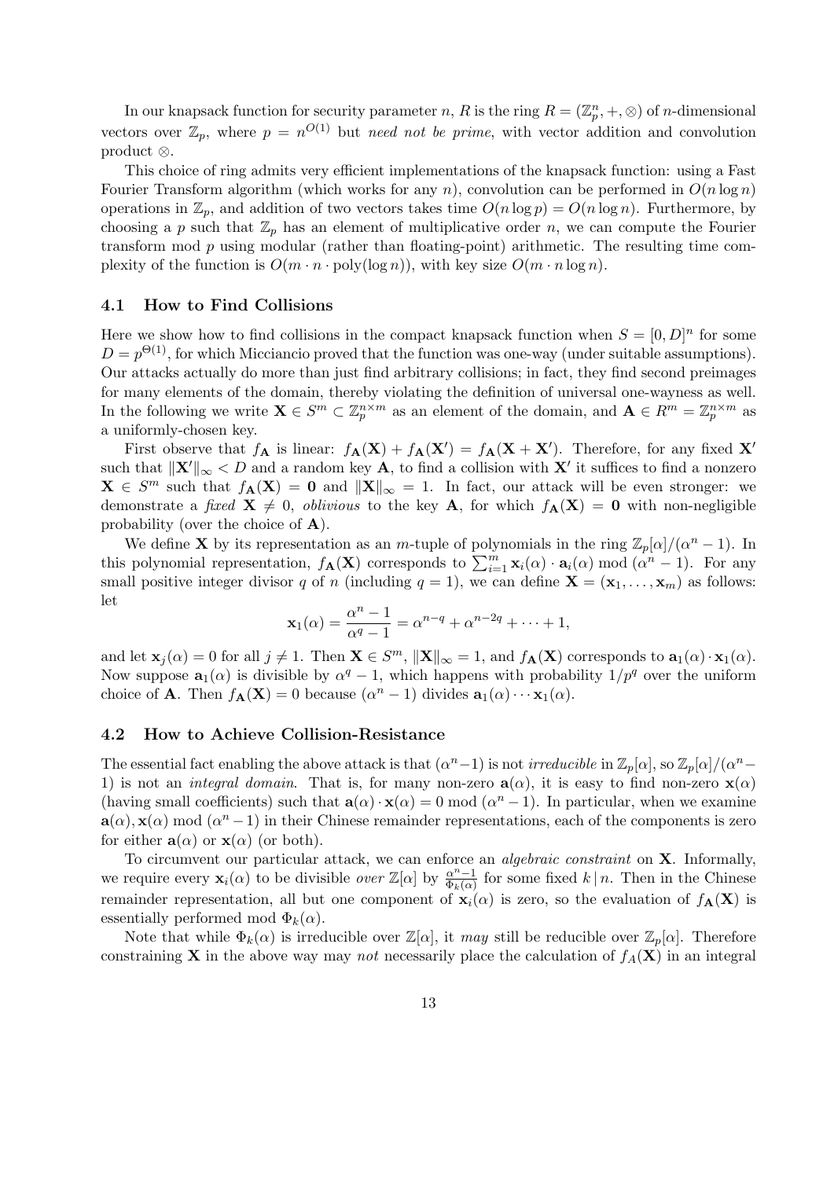In our knapsack function for security parameter $n$, $R$ is the ring $R = (\mathbb{Z}_p^n, +, \otimes)$ of $n$-dimensional vectors over $\mathbb{Z}_p$, where $p = n^{O(1)}$ but *need not be prime*, with vector addition and convolution product $\otimes$.

This choice of ring admits very efficient implementations of the knapsack function: using a Fast Fourier Transform algorithm (which works for any $n$), convolution can be performed in $O(n \log n)$ operations in $\mathbb{Z}_p$, and addition of two vectors takes time $O(n \log p) = O(n \log n)$. Furthermore, by choosing a $p$ such that $\mathbb{Z}_p$ has an element of multiplicative order $n$, we can compute the Fourier transform mod $p$ using modular (rather than floating-point) arithmetic. The resulting time complexity of the function is $O(m \cdot n \cdot \text{poly}(\log n))$, with key size $O(m \cdot n \log n)$.

### 4.1 How to Find Collisions

Here we show how to find collisions in the compact knapsack function when $S = [0, D]^n$ for some $D = p^{\Theta(1)}$, for which Micciancio proved that the function was one-way (under suitable assumptions). Our attacks actually do more than just find arbitrary collisions; in fact, they find second preimages for many elements of the domain, thereby violating the definition of universal one-wayness as well. In the following we write $\mathbf{X} \in S^m \subset \mathbb{Z}_p^{n \times m}$ as an element of the domain, and $\mathbf{A} \in R^m = \mathbb{Z}_p^{n \times m}$ as a uniformly-chosen key.

First observe that $f_{\mathbf{A}}$ is linear: $f_{\mathbf{A}}(\mathbf{X}) + f_{\mathbf{A}}(\mathbf{X}') = f_{\mathbf{A}}(\mathbf{X} + \mathbf{X}')$. Therefore, for any fixed $\mathbf{X}'$ such that $\|\mathbf{X}'\|_\infty < D$ and a random key $\mathbf{A}$, to find a collision with $\mathbf{X}'$ it suffices to find a nonzero $\mathbf{X} \in S^m$ such that $f_{\mathbf{A}}(\mathbf{X}) = \mathbf{0}$ and $\|\mathbf{X}\|_\infty = 1$. In fact, our attack will be even stronger: we demonstrate a *fixed* $\mathbf{X} \neq 0$, *oblivious* to the key $\mathbf{A}$, for which $f_{\mathbf{A}}(\mathbf{X}) = \mathbf{0}$ with non-negligible probability (over the choice of $\mathbf{A}$).

We define $\mathbf{X}$ by its representation as an $m$-tuple of polynomials in the ring $\mathbb{Z}_p[\alpha]/(\alpha^n - 1)$. In this polynomial representation, $f_{\mathbf{A}}(\mathbf{X})$ corresponds to $\sum_{i=1}^m \mathbf{x}_i(\alpha) \cdot \mathbf{a}_i(\alpha) \bmod (\alpha^n - 1)$. For any small positive integer divisor $q$ of $n$ (including $q = 1$), we can define $\mathbf{X} = (\mathbf{x}_1, \ldots, \mathbf{x}_m)$ as follows: let

$$\mathbf{x}_1(\alpha) = \frac{\alpha^n - 1}{\alpha^q - 1} = \alpha^{n-q} + \alpha^{n-2q} + \cdots + 1,$$

and let $\mathbf{x}_j(\alpha) = 0$ for all $j \neq 1$. Then $\mathbf{X} \in S^m$, $\|\mathbf{X}\|_\infty = 1$, and $f_{\mathbf{A}}(\mathbf{X})$ corresponds to $\mathbf{a}_1(\alpha) \cdot \mathbf{x}_1(\alpha)$. Now suppose $\mathbf{a}_1(\alpha)$ is divisible by $\alpha^q - 1$, which happens with probability $1/p^q$ over the uniform choice of $\mathbf{A}$. Then $f_{\mathbf{A}}(\mathbf{X}) = 0$ because $(\alpha^n - 1)$ divides $\mathbf{a}_1(\alpha) \cdots \mathbf{x}_1(\alpha)$.

### 4.2 How to Achieve Collision-Resistance

The essential fact enabling the above attack is that $(\alpha^n - 1)$ is not *irreducible* in $\mathbb{Z}_p[\alpha]$, so $\mathbb{Z}_p[\alpha]/(\alpha^n - 1)$ is not an *integral domain*. That is, for many non-zero $\mathbf{a}(\alpha)$, it is easy to find non-zero $\mathbf{x}(\alpha)$ (having small coefficients) such that $\mathbf{a}(\alpha) \cdot \mathbf{x}(\alpha) = 0 \bmod (\alpha^n - 1)$. In particular, when we examine $\mathbf{a}(\alpha), \mathbf{x}(\alpha) \bmod (\alpha^n - 1)$ in their Chinese remainder representations, each of the components is zero for either $\mathbf{a}(\alpha)$ or $\mathbf{x}(\alpha)$ (or both).

To circumvent our particular attack, we can enforce an *algebraic constraint* on $\mathbf{X}$. Informally, we require every $\mathbf{x}_i(\alpha)$ to be divisible *over* $\mathbb{Z}[\alpha]$ by $\frac{\alpha^n - 1}{\Phi_k(\alpha)}$ for some fixed $k \mid n$. Then in the Chinese remainder representation, all but one component of $\mathbf{x}_i(\alpha)$ is zero, so the evaluation of $f_{\mathbf{A}}(\mathbf{X})$ is essentially performed mod $\Phi_k(\alpha)$.

Note that while $\Phi_k(\alpha)$ is irreducible over $\mathbb{Z}[\alpha]$, it *may* still be reducible over $\mathbb{Z}_p[\alpha]$. Therefore constraining $\mathbf{X}$ in the above way may *not* necessarily place the calculation of $f_A(\mathbf{X})$ in an integral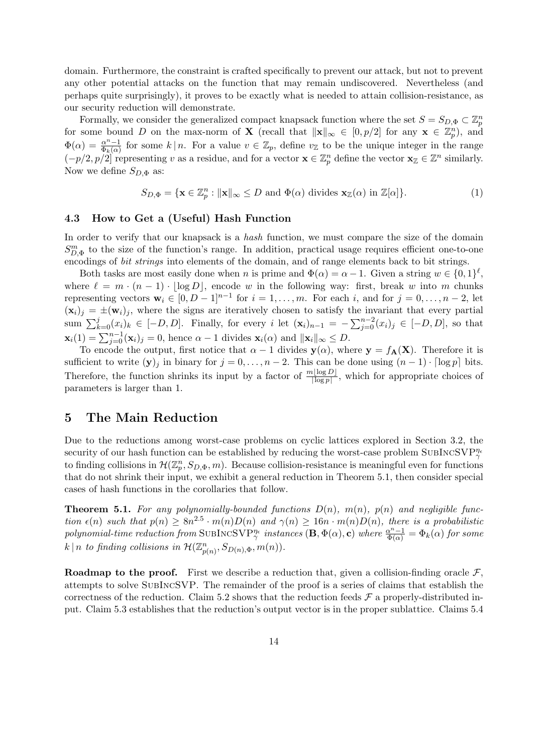domain. Furthermore, the constraint is crafted specifically to prevent our attack, but not to prevent any other potential attacks on the function that may remain undiscovered. Nevertheless (and perhaps quite surprisingly), it proves to be exactly what is needed to attain collision-resistance, as our security reduction will demonstrate.

Formally, we consider the generalized compact knapsack function where the set $S = S_{D,\Phi} \subset \mathbb{Z}_p^n$ for some bound $D$ on the max-norm of $\mathbf{X}$ (recall that $\|\mathbf{x}\|_\infty \in [0, p/2]$ for any $\mathbf{x} \in \mathbb{Z}_p^n$), and $\Phi(\alpha) = \frac{\alpha^n - 1}{\Phi_k(\alpha)}$ for some $k \mid n$. For a value $v \in \mathbb{Z}_p$, define $v_\mathbb{Z}$ to be the unique integer in the range $(-p/2, p/2]$ representing $v$ as a residue, and for a vector $\mathbf{x} \in \mathbb{Z}_p^n$ define the vector $\mathbf{x}_\mathbb{Z} \in \mathbb{Z}^n$ similarly. Now we define $S_{D,\Phi}$ as:

$$S_{D,\Phi} = \{\mathbf{x} \in \mathbb{Z}_p^n : \|\mathbf{x}\|_\infty \leq D \text{ and } \Phi(\alpha) \text{ divides } \mathbf{x}_\mathbb{Z}(\alpha) \text{ in } \mathbb{Z}[\alpha]\}. \tag{1}$$

### 4.3 How to Get a (Useful) Hash Function

In order to verify that our knapsack is a *hash* function, we must compare the size of the domain $S_{D,\Phi}^m$ to the size of the function's range. In addition, practical usage requires efficient one-to-one encodings of *bit strings* into elements of the domain, and of range elements back to bit strings.

Both tasks are most easily done when $n$ is prime and $\Phi(\alpha) = \alpha - 1$. Given a string $w \in \{0,1\}^\ell$, where $\ell = m \cdot (n-1) \cdot \lfloor \log D \rfloor$, encode $w$ in the following way: first, break $w$ into $m$ chunks representing vectors $\mathbf{w}_i \in [0, D-1]^{n-1}$ for $i = 1, \ldots, m$. For each $i$, and for $j = 0, \ldots, n-2$, let $(\mathbf{x}_i)_j = \pm(\mathbf{w}_i)_j$, where the signs are iteratively chosen to satisfy the invariant that every partial sum $\sum_{k=0}^{j} (x_i)_k \in [-D, D]$. Finally, for every $i$ let $(\mathbf{x}_i)_{n-1} = -\sum_{j=0}^{n-2} (x_i)_j \in [-D, D]$, so that $\mathbf{x}_i(1) = \sum_{j=0}^{n-1} (\mathbf{x}_i)_j = 0$, hence $\alpha - 1$ divides $\mathbf{x}_i(\alpha)$ and $\|\mathbf{x}_i\|_\infty \leq D$.

To encode the output, first notice that $\alpha - 1$ divides $\mathbf{y}(\alpha)$, where $\mathbf{y} = f_\mathbf{A}(\mathbf{X})$. Therefore it is sufficient to write $(\mathbf{y})_j$ in binary for $j = 0, \ldots, n-2$. This can be done using $(n-1) \cdot \lceil \log p \rceil$ bits. Therefore, the function shrinks its input by a factor of $\frac{m \lfloor \log D \rfloor}{\lceil \log p \rceil}$, which for appropriate choices of parameters is larger than 1.

## 5 The Main Reduction

Due to the reductions among worst-case problems on cyclic lattices explored in Section 3.2, the security of our hash function can be established by reducing the worst-case problem $\text{SubIncSVP}_\gamma^{\eta_\epsilon}$ to finding collisions in $\mathcal{H}(\mathbb{Z}_p^n, S_{D,\Phi}, m)$. Because collision-resistance is meaningful even for functions that do not shrink their input, we exhibit a general reduction in Theorem 5.1, then consider special cases of hash functions in the corollaries that follow.

**Theorem 5.1.** *For any polynomially-bounded functions $D(n)$, $m(n)$, $p(n)$ and negligible function $\epsilon(n)$ such that $p(n) \geq 8n^{2.5} \cdot m(n)D(n)$ and $\gamma(n) \geq 16n \cdot m(n)D(n)$, there is a probabilistic polynomial-time reduction from $\text{SubIncSVP}_\gamma^{\eta_\epsilon}$ instances $(\mathbf{B}, \Phi(\alpha), \mathbf{c})$ where $\frac{\alpha^n - 1}{\Phi(\alpha)} = \Phi_k(\alpha)$ for some $k \mid n$ to finding collisions in $\mathcal{H}(\mathbb{Z}_{p(n)}^n, S_{D(n),\Phi}, m(n))$.*

**Roadmap to the proof.** First we describe a reduction that, given a collision-finding oracle $\mathcal{F}$, attempts to solve SubIncSVP. The remainder of the proof is a series of claims that establish the correctness of the reduction. Claim 5.2 shows that the reduction feeds $\mathcal{F}$ a properly-distributed input. Claim 5.3 establishes that the reduction's output vector is in the proper sublattice. Claims 5.4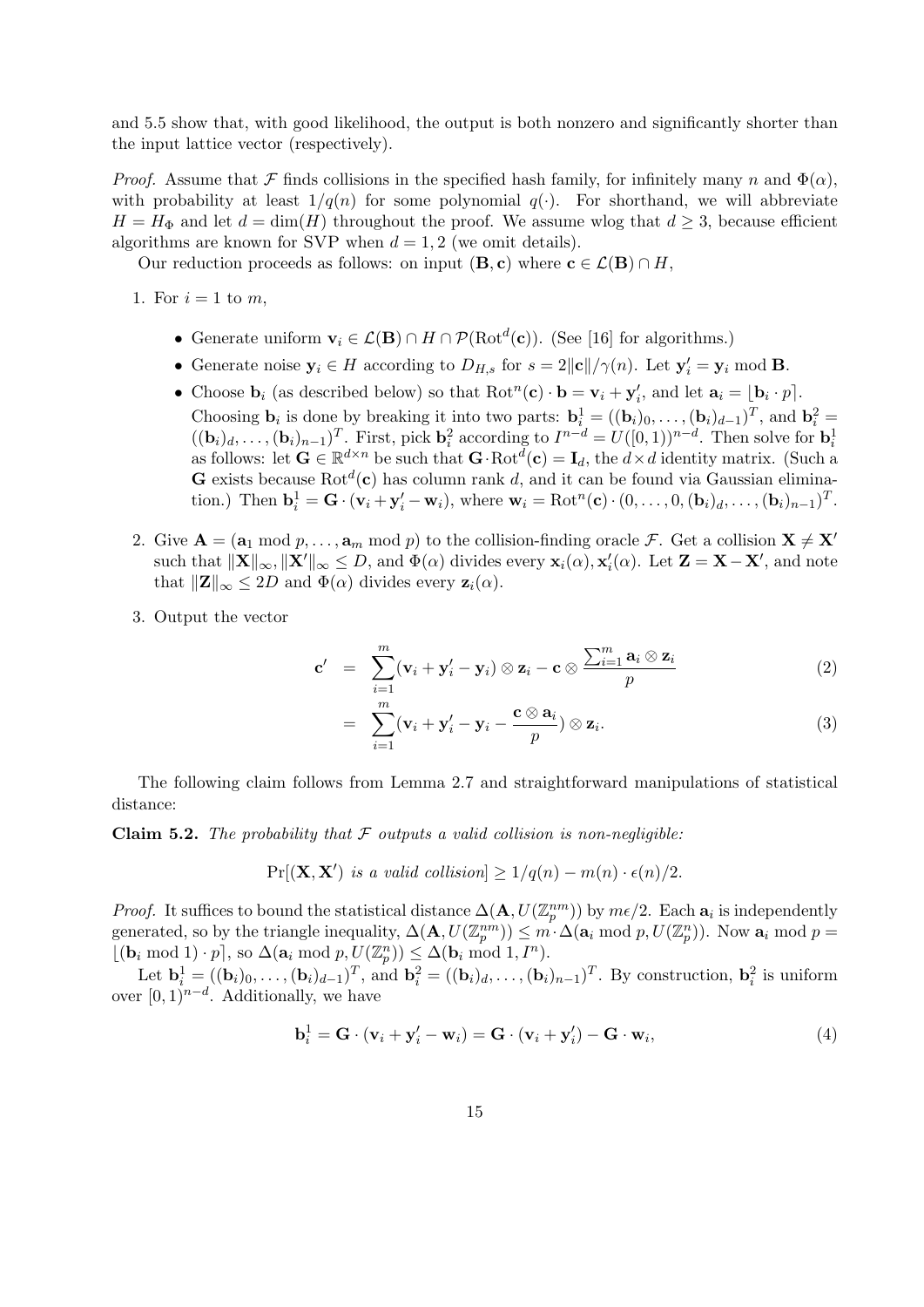and 5.5 show that, with good likelihood, the output is both nonzero and significantly shorter than the input lattice vector (respectively).

*Proof.* Assume that $\mathcal{F}$ finds collisions in the specified hash family, for infinitely many $n$ and $\Phi(\alpha)$, with probability at least $1/q(n)$ for some polynomial $q(\cdot)$. For shorthand, we will abbreviate $H = H_\Phi$ and let $d = \dim(H)$ throughout the proof. We assume wlog that $d \geq 3$, because efficient algorithms are known for SVP when $d = 1, 2$ (we omit details).

Our reduction proceeds as follows: on input $(\mathbf{B}, \mathbf{c})$ where $\mathbf{c} \in \mathcal{L}(\mathbf{B}) \cap H$,

1. For $i = 1$ to $m$,
   - Generate uniform $\mathbf{v}_i \in \mathcal{L}(\mathbf{B}) \cap H \cap \mathcal{P}(\mathrm{Rot}^d(\mathbf{c}))$. (See [16] for algorithms.)
   - Generate noise $\mathbf{y}_i \in H$ according to $D_{H,s}$ for $s = 2\|\mathbf{c}\|/\gamma(n)$. Let $\mathbf{y}'_i = \mathbf{y}_i \bmod \mathbf{B}$.
   - Choose $\mathbf{b}_i$ (as described below) so that $\mathrm{Rot}^n(\mathbf{c}) \cdot \mathbf{b} = \mathbf{v}_i + \mathbf{y}'_i$, and let $\mathbf{a}_i = \lfloor \mathbf{b}_i \cdot p \rceil$. Choosing $\mathbf{b}_i$ is done by breaking it into two parts: $\mathbf{b}_i^1 = ((\mathbf{b}_i)_0, \ldots, (\mathbf{b}_i)_{d-1})^T$, and $\mathbf{b}_i^2 = ((\mathbf{b}_i)_d, \ldots, (\mathbf{b}_i)_{n-1})^T$. First, pick $\mathbf{b}_i^2$ according to $I^{n-d} = U([0,1))^{n-d}$. Then solve for $\mathbf{b}_i^1$ as follows: let $\mathbf{G} \in \mathbb{R}^{d \times n}$ be such that $\mathbf{G} \cdot \mathrm{Rot}^d(\mathbf{c}) = \mathbf{I}_d$, the $d \times d$ identity matrix. (Such a $\mathbf{G}$ exists because $\mathrm{Rot}^d(\mathbf{c})$ has column rank $d$, and it can be found via Gaussian elimination.) Then $\mathbf{b}_i^1 = \mathbf{G} \cdot (\mathbf{v}_i + \mathbf{y}'_i - \mathbf{w}_i)$, where $\mathbf{w}_i = \mathrm{Rot}^n(\mathbf{c}) \cdot (0, \ldots, 0, (\mathbf{b}_i)_d, \ldots, (\mathbf{b}_i)_{n-1})^T$.

2. Give $\mathbf{A} = (\mathbf{a}_1 \bmod p, \ldots, \mathbf{a}_m \bmod p)$ to the collision-finding oracle $\mathcal{F}$. Get a collision $\mathbf{X} \neq \mathbf{X}'$ such that $\|\mathbf{X}\|_\infty, \|\mathbf{X}'\|_\infty \leq D$, and $\Phi(\alpha)$ divides every $\mathbf{x}_i(\alpha), \mathbf{x}'_i(\alpha)$. Let $\mathbf{Z} = \mathbf{X} - \mathbf{X}'$, and note that $\|\mathbf{Z}\|_\infty \leq 2D$ and $\Phi(\alpha)$ divides every $\mathbf{z}_i(\alpha)$.

3. Output the vector

$$\mathbf{c}' = \sum_{i=1}^{m} (\mathbf{v}_i + \mathbf{y}'_i - \mathbf{y}_i) \otimes \mathbf{z}_i - \mathbf{c} \otimes \frac{\sum_{i=1}^{m} \mathbf{a}_i \otimes \mathbf{z}_i}{p} \tag{2}$$

$$= \sum_{i=1}^{m} (\mathbf{v}_i + \mathbf{y}'_i - \mathbf{y}_i - \frac{\mathbf{c} \otimes \mathbf{a}_i}{p}) \otimes \mathbf{z}_i. \tag{3}$$

The following claim follows from Lemma 2.7 and straightforward manipulations of statistical distance:

**Claim 5.2.** *The probability that $\mathcal{F}$ outputs a valid collision is non-negligible:*

$$\Pr[(\mathbf{X}, \mathbf{X}') \text{ is a valid collision}] \geq 1/q(n) - m(n) \cdot \epsilon(n)/2.$$

*Proof.* It suffices to bound the statistical distance $\Delta(\mathbf{A}, U(\mathbb{Z}_p^{nm}))$ by $m\epsilon/2$. Each $\mathbf{a}_i$ is independently generated, so by the triangle inequality, $\Delta(\mathbf{A}, U(\mathbb{Z}_p^{nm})) \leq m \cdot \Delta(\mathbf{a}_i \bmod p, U(\mathbb{Z}_p^n))$. Now $\mathbf{a}_i \bmod p = \lfloor (\mathbf{b}_i \bmod 1) \cdot p \rceil$, so $\Delta(\mathbf{a}_i \bmod p, U(\mathbb{Z}_p^n)) \leq \Delta(\mathbf{b}_i \bmod 1, I^n)$.

Let $\mathbf{b}_i^1 = ((\mathbf{b}_i)_0, \ldots, (\mathbf{b}_i)_{d-1})^T$, and $\mathbf{b}_i^2 = ((\mathbf{b}_i)_d, \ldots, (\mathbf{b}_i)_{n-1})^T$. By construction, $\mathbf{b}_i^2$ is uniform over $[0,1)^{n-d}$. Additionally, we have

$$\mathbf{b}_i^1 = \mathbf{G} \cdot (\mathbf{v}_i + \mathbf{y}'_i - \mathbf{w}_i) = \mathbf{G} \cdot (\mathbf{v}_i + \mathbf{y}'_i) - \mathbf{G} \cdot \mathbf{w}_i, \tag{4}$$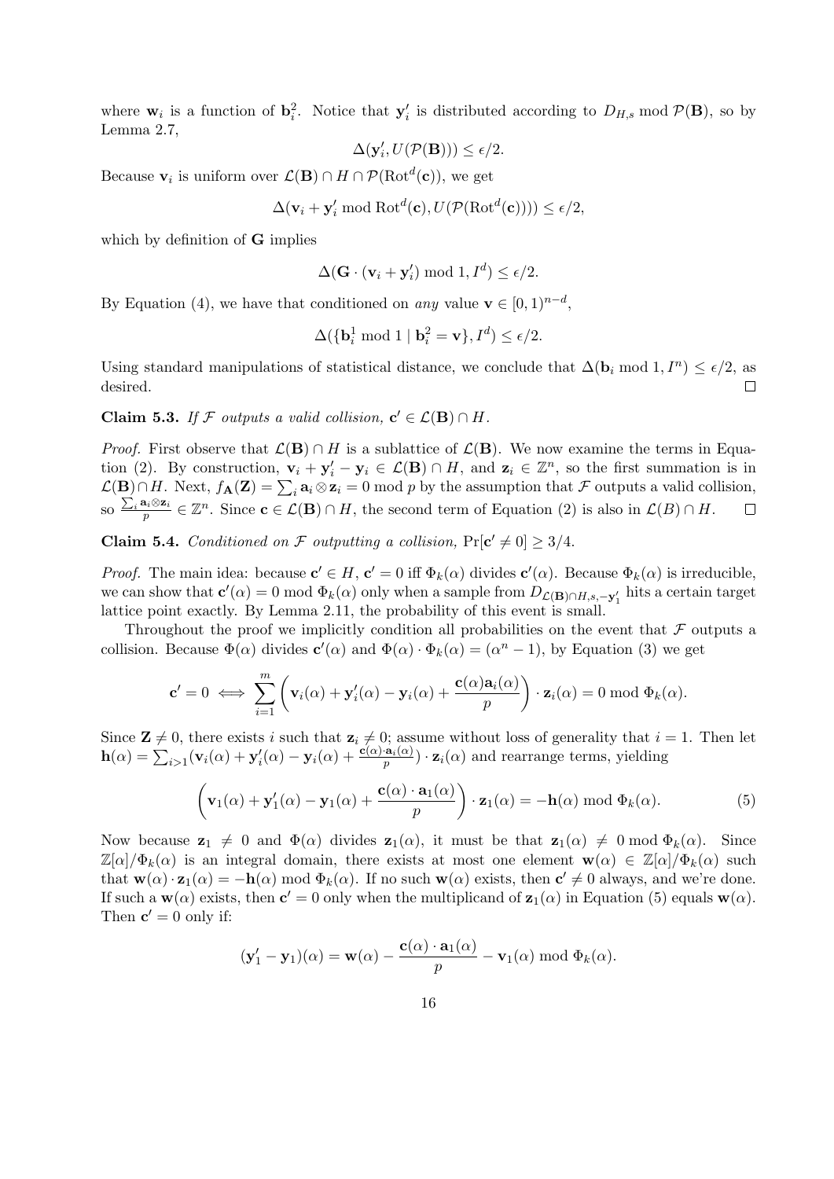where $\mathbf{w}_i$ is a function of $\mathbf{b}_i^2$. Notice that $\mathbf{y}_i'$ is distributed according to $D_{H,s} \bmod \mathcal{P}(\mathbf{B})$, so by Lemma 2.7,

$$\Delta(\mathbf{y}_i', U(\mathcal{P}(\mathbf{B}))) \leq \epsilon/2.$$

Because $\mathbf{v}_i$ is uniform over $\mathcal{L}(\mathbf{B}) \cap H \cap \mathcal{P}(\mathrm{Rot}^d(\mathbf{c}))$, we get

$$\Delta(\mathbf{v}_i + \mathbf{y}_i' \bmod \mathrm{Rot}^d(\mathbf{c}), U(\mathcal{P}(\mathrm{Rot}^d(\mathbf{c})))) \leq \epsilon/2,$$

which by definition of $\mathbf{G}$ implies

$$\Delta(\mathbf{G} \cdot (\mathbf{v}_i + \mathbf{y}_i') \bmod 1, I^d) \leq \epsilon/2.$$

By Equation (4), we have that conditioned on *any* value $\mathbf{v} \in [0,1)^{n-d}$,

$$\Delta(\{\mathbf{b}_i^1 \bmod 1 \mid \mathbf{b}_i^2 = \mathbf{v}\}, I^d) \leq \epsilon/2.$$

Using standard manipulations of statistical distance, we conclude that $\Delta(\mathbf{b}_i \bmod 1, I^n) \leq \epsilon/2$, as desired. □

**Claim 5.3.** *If $\mathcal{F}$ outputs a valid collision, $\mathbf{c}' \in \mathcal{L}(\mathbf{B}) \cap H$.*

*Proof.* First observe that $\mathcal{L}(\mathbf{B}) \cap H$ is a sublattice of $\mathcal{L}(\mathbf{B})$. We now examine the terms in Equation (2). By construction, $\mathbf{v}_i + \mathbf{y}_i' - \mathbf{y}_i \in \mathcal{L}(\mathbf{B}) \cap H$, and $\mathbf{z}_i \in \mathbb{Z}^n$, so the first summation is in $\mathcal{L}(\mathbf{B}) \cap H$. Next, $f_{\mathbf{A}}(\mathbf{Z}) = \sum_i \mathbf{a}_i \otimes \mathbf{z}_i = 0 \bmod p$ by the assumption that $\mathcal{F}$ outputs a valid collision, so $\frac{\sum_i \mathbf{a}_i \otimes \mathbf{z}_i}{p} \in \mathbb{Z}^n$. Since $\mathbf{c} \in \mathcal{L}(\mathbf{B}) \cap H$, the second term of Equation (2) is also in $\mathcal{L}(B) \cap H$. □

**Claim 5.4.** *Conditioned on $\mathcal{F}$ outputting a collision,* $\Pr[\mathbf{c}' \neq 0] \geq 3/4$.

*Proof.* The main idea: because $\mathbf{c}' \in H$, $\mathbf{c}' = 0$ iff $\Phi_k(\alpha)$ divides $\mathbf{c}'(\alpha)$. Because $\Phi_k(\alpha)$ is irreducible, we can show that $\mathbf{c}'(\alpha) = 0 \bmod \Phi_k(\alpha)$ only when a sample from $D_{\mathcal{L}(\mathbf{B}) \cap H, s, -\mathbf{y}_1'}$ hits a certain target lattice point exactly. By Lemma 2.11, the probability of this event is small.

Throughout the proof we implicitly condition all probabilities on the event that $\mathcal{F}$ outputs a collision. Because $\Phi(\alpha)$ divides $\mathbf{c}'(\alpha)$ and $\Phi(\alpha) \cdot \Phi_k(\alpha) = (\alpha^n - 1)$, by Equation (3) we get

$$\mathbf{c}' = 0 \iff \sum_{i=1}^{m} \left( \mathbf{v}_i(\alpha) + \mathbf{y}_i'(\alpha) - \mathbf{y}_i(\alpha) + \frac{\mathbf{c}(\alpha)\mathbf{a}_i(\alpha)}{p} \right) \cdot \mathbf{z}_i(\alpha) = 0 \bmod \Phi_k(\alpha).$$

Since $\mathbf{Z} \neq 0$, there exists $i$ such that $\mathbf{z}_i \neq 0$; assume without loss of generality that $i = 1$. Then let $\mathbf{h}(\alpha) = \sum_{i>1} (\mathbf{v}_i(\alpha) + \mathbf{y}_i'(\alpha) - \mathbf{y}_i(\alpha) + \frac{\mathbf{c}(\alpha) \cdot \mathbf{a}_i(\alpha)}{p}) \cdot \mathbf{z}_i(\alpha)$ and rearrange terms, yielding

$$\left( \mathbf{v}_1(\alpha) + \mathbf{y}_1'(\alpha) - \mathbf{y}_1(\alpha) + \frac{\mathbf{c}(\alpha) \cdot \mathbf{a}_1(\alpha)}{p} \right) \cdot \mathbf{z}_1(\alpha) = -\mathbf{h}(\alpha) \bmod \Phi_k(\alpha). \tag{5}$$

Now because $\mathbf{z}_1 \neq 0$ and $\Phi(\alpha)$ divides $\mathbf{z}_1(\alpha)$, it must be that $\mathbf{z}_1(\alpha) \neq 0 \bmod \Phi_k(\alpha)$. Since $\mathbb{Z}[\alpha]/\Phi_k(\alpha)$ is an integral domain, there exists at most one element $\mathbf{w}(\alpha) \in \mathbb{Z}[\alpha]/\Phi_k(\alpha)$ such that $\mathbf{w}(\alpha) \cdot \mathbf{z}_1(\alpha) = -\mathbf{h}(\alpha) \bmod \Phi_k(\alpha)$. If no such $\mathbf{w}(\alpha)$ exists, then $\mathbf{c}' \neq 0$ always, and we're done. If such a $\mathbf{w}(\alpha)$ exists, then $\mathbf{c}' = 0$ only when the multiplicand of $\mathbf{z}_1(\alpha)$ in Equation (5) equals $\mathbf{w}(\alpha)$. Then $\mathbf{c}' = 0$ only if:

$$(\mathbf{y}_1' - \mathbf{y}_1)(\alpha) = \mathbf{w}(\alpha) - \frac{\mathbf{c}(\alpha) \cdot \mathbf{a}_1(\alpha)}{p} - \mathbf{v}_1(\alpha) \bmod \Phi_k(\alpha).$$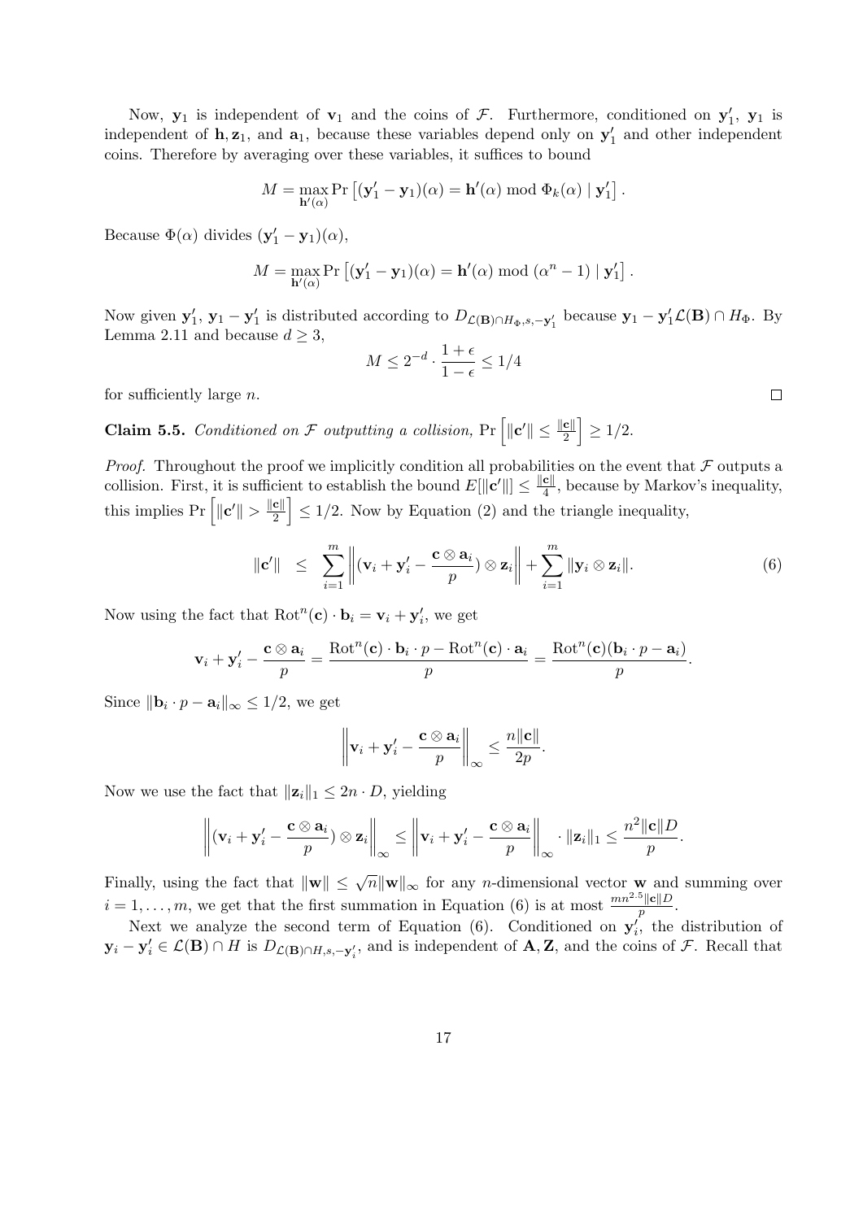Now, $\mathbf{y}_1$ is independent of $\mathbf{v}_1$ and the coins of $\mathcal{F}$. Furthermore, conditioned on $\mathbf{y}_1'$, $\mathbf{y}_1$ is independent of $\mathbf{h}, \mathbf{z}_1$, and $\mathbf{a}_1$, because these variables depend only on $\mathbf{y}_1'$ and other independent coins. Therefore by averaging over these variables, it suffices to bound

$$M = \max_{\mathbf{h}'(\alpha)} \Pr\left[(\mathbf{y}_1' - \mathbf{y}_1)(\alpha) = \mathbf{h}'(\alpha) \bmod \Phi_k(\alpha) \mid \mathbf{y}_1'\right].$$

Because $\Phi(\alpha)$ divides $(\mathbf{y}_1' - \mathbf{y}_1)(\alpha)$,

$$M = \max_{\mathbf{h}'(\alpha)} \Pr\left[(\mathbf{y}_1' - \mathbf{y}_1)(\alpha) = \mathbf{h}'(\alpha) \bmod (\alpha^n - 1) \mid \mathbf{y}_1'\right].$$

Now given $\mathbf{y}_1'$, $\mathbf{y}_1 - \mathbf{y}_1'$ is distributed according to $D_{\mathcal{L}(\mathbf{B}) \cap H_\Phi, s, -\mathbf{y}_1'}$ because $\mathbf{y}_1 - \mathbf{y}_1' \mathcal{L}(\mathbf{B}) \cap H_\Phi$. By Lemma 2.11 and because $d \geq 3$,

$$M \leq 2^{-d} \cdot \frac{1+\epsilon}{1-\epsilon} \leq 1/4$$

for sufficiently large $n$. $\square$

**Claim 5.5.** *Conditioned on $\mathcal{F}$ outputting a collision,* $\Pr\left[\|\mathbf{c}'\| \leq \frac{\|\mathbf{c}\|}{2}\right] \geq 1/2$.

*Proof.* Throughout the proof we implicitly condition all probabilities on the event that $\mathcal{F}$ outputs a collision. First, it is sufficient to establish the bound $E[\|\mathbf{c}'\|] \leq \frac{\|\mathbf{c}\|}{4}$, because by Markov's inequality, this implies $\Pr\left[\|\mathbf{c}'\| > \frac{\|\mathbf{c}\|}{2}\right] \leq 1/2$. Now by Equation (2) and the triangle inequality,

$$\|\mathbf{c}'\| \quad \leq \quad \sum_{i=1}^{m} \left\| (\mathbf{v}_i + \mathbf{y}_i' - \frac{\mathbf{c} \otimes \mathbf{a}_i}{p}) \otimes \mathbf{z}_i \right\| + \sum_{i=1}^{m} \|\mathbf{y}_i \otimes \mathbf{z}_i\|. \tag{6}$$

Now using the fact that $\mathrm{Rot}^n(\mathbf{c}) \cdot \mathbf{b}_i = \mathbf{v}_i + \mathbf{y}_i'$, we get

$$\mathbf{v}_i + \mathbf{y}_i' - \frac{\mathbf{c} \otimes \mathbf{a}_i}{p} = \frac{\mathrm{Rot}^n(\mathbf{c}) \cdot \mathbf{b}_i \cdot p - \mathrm{Rot}^n(\mathbf{c}) \cdot \mathbf{a}_i}{p} = \frac{\mathrm{Rot}^n(\mathbf{c})(\mathbf{b}_i \cdot p - \mathbf{a}_i)}{p}.$$

Since $\|\mathbf{b}_i \cdot p - \mathbf{a}_i\|_\infty \leq 1/2$, we get

$$\left\| \mathbf{v}_i + \mathbf{y}_i' - \frac{\mathbf{c} \otimes \mathbf{a}_i}{p} \right\|_\infty \leq \frac{n\|\mathbf{c}\|}{2p}.$$

Now we use the fact that $\|\mathbf{z}_i\|_1 \leq 2n \cdot D$, yielding

$$\left\| (\mathbf{v}_i + \mathbf{y}_i' - \frac{\mathbf{c} \otimes \mathbf{a}_i}{p}) \otimes \mathbf{z}_i \right\|_\infty \leq \left\| \mathbf{v}_i + \mathbf{y}_i' - \frac{\mathbf{c} \otimes \mathbf{a}_i}{p} \right\|_\infty \cdot \|\mathbf{z}_i\|_1 \leq \frac{n^2\|\mathbf{c}\| D}{p}.$$

Finally, using the fact that $\|\mathbf{w}\| \leq \sqrt{n}\|\mathbf{w}\|_\infty$ for any $n$-dimensional vector $\mathbf{w}$ and summing over $i = 1, \ldots, m$, we get that the first summation in Equation (6) is at most $\frac{mn^{2.5}\|\mathbf{c}\|D}{p}$.

Next we analyze the second term of Equation (6). Conditioned on $\mathbf{y}_i'$, the distribution of $\mathbf{y}_i - \mathbf{y}_i' \in \mathcal{L}(\mathbf{B}) \cap H$ is $D_{\mathcal{L}(\mathbf{B}) \cap H, s, -\mathbf{y}_i'}$, and is independent of $\mathbf{A}, \mathbf{Z}$, and the coins of $\mathcal{F}$. Recall that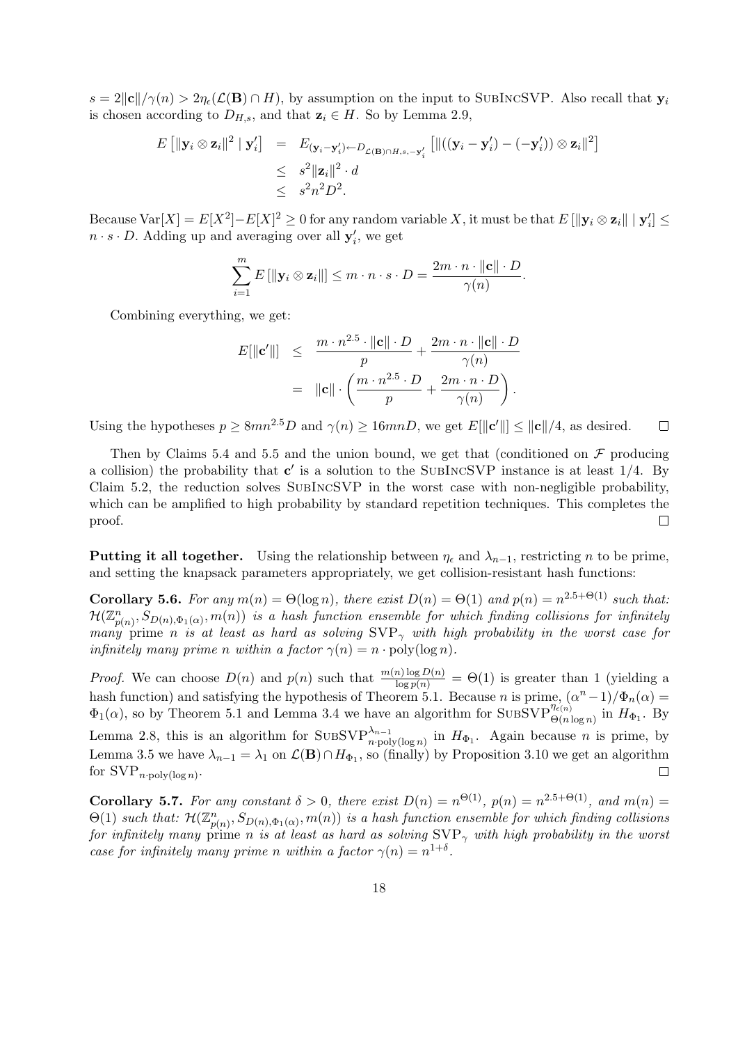$s = 2\|\mathbf{c}\|/\gamma(n) > 2\eta_\epsilon(\mathcal{L}(\mathbf{B}) \cap H)$, by assumption on the input to SubIncSVP. Also recall that $\mathbf{y}_i$ is chosen according to $D_{H,s}$, and that $\mathbf{z}_i \in H$. So by Lemma 2.9,

$$\begin{aligned}
E\left[\|\mathbf{y}_i \otimes \mathbf{z}_i\|^2 \mid \mathbf{y}'_i\right] &= E_{(\mathbf{y}_i - \mathbf{y}'_i) \leftarrow D_{\mathcal{L}(\mathbf{B}) \cap H, s, -\mathbf{y}'_i}}\left[\|((\mathbf{y}_i - \mathbf{y}'_i) - (-\mathbf{y}'_i)) \otimes \mathbf{z}_i\|^2\right] \\
&\leq s^2 \|\mathbf{z}_i\|^2 \cdot d \\
&\leq s^2 n^2 D^2.
\end{aligned}$$

Because $\mathrm{Var}[X] = E[X^2] - E[X]^2 \geq 0$ for any random variable $X$, it must be that $E\left[\|\mathbf{y}_i \otimes \mathbf{z}_i\| \mid \mathbf{y}'_i\right] \leq n \cdot s \cdot D$. Adding up and averaging over all $\mathbf{y}'_i$, we get

$$\sum_{i=1}^{m} E\left[\|\mathbf{y}_i \otimes \mathbf{z}_i\|\right] \leq m \cdot n \cdot s \cdot D = \frac{2m \cdot n \cdot \|\mathbf{c}\| \cdot D}{\gamma(n)}.$$

Combining everything, we get:

$$\begin{aligned}
E[\|\mathbf{c}'\|] &\leq \frac{m \cdot n^{2.5} \cdot \|\mathbf{c}\| \cdot D}{p} + \frac{2m \cdot n \cdot \|\mathbf{c}\| \cdot D}{\gamma(n)} \\
&= \|\mathbf{c}\| \cdot \left(\frac{m \cdot n^{2.5} \cdot D}{p} + \frac{2m \cdot n \cdot D}{\gamma(n)}\right).
\end{aligned}$$

Using the hypotheses $p \geq 8mn^{2.5}D$ and $\gamma(n) \geq 16mnD$, we get $E[\|\mathbf{c}'\|] \leq \|\mathbf{c}\|/4$, as desired. □

Then by Claims 5.4 and 5.5 and the union bound, we get that (conditioned on $\mathcal{F}$ producing a collision) the probability that $\mathbf{c}'$ is a solution to the SubIncSVP instance is at least $1/4$. By Claim 5.2, the reduction solves SubIncSVP in the worst case with non-negligible probability, which can be amplified to high probability by standard repetition techniques. This completes the proof. □

**Putting it all together.** Using the relationship between $\eta_\epsilon$ and $\lambda_{n-1}$, restricting $n$ to be prime, and setting the knapsack parameters appropriately, we get collision-resistant hash functions:

**Corollary 5.6.** *For any $m(n) = \Theta(\log n)$, there exist $D(n) = \Theta(1)$ and $p(n) = n^{2.5+\Theta(1)}$ such that: $\mathcal{H}(\mathbb{Z}^n_{p(n)}, S_{D(n),\Phi_1(\alpha)}, m(n))$ is a hash function ensemble for which finding collisions for infinitely many prime $n$ is at least as hard as solving $\mathrm{SVP}_\gamma$ with high probability in the worst case for infinitely many prime $n$ within a factor $\gamma(n) = n \cdot \mathrm{poly}(\log n)$.*

*Proof.* We can choose $D(n)$ and $p(n)$ such that $\frac{m(n)\log D(n)}{\log p(n)} = \Theta(1)$ is greater than 1 (yielding a hash function) and satisfying the hypothesis of Theorem 5.1. Because $n$ is prime, $(\alpha^n - 1)/\Phi_n(\alpha) = \Phi_1(\alpha)$, so by Theorem 5.1 and Lemma 3.4 we have an algorithm for $\mathrm{SubSVP}^{\eta_{\epsilon(n)}}_{\Theta(n \log n)}$ in $H_{\Phi_1}$. By Lemma 2.8, this is an algorithm for $\mathrm{SubSVP}^{\lambda_{n-1}}_{n \cdot \mathrm{poly}(\log n)}$ in $H_{\Phi_1}$. Again because $n$ is prime, by Lemma 3.5 we have $\lambda_{n-1} = \lambda_1$ on $\mathcal{L}(\mathbf{B}) \cap H_{\Phi_1}$, so (finally) by Proposition 3.10 we get an algorithm for $\mathrm{SVP}_{n \cdot \mathrm{poly}(\log n)}$. □

**Corollary 5.7.** *For any constant $\delta > 0$, there exist $D(n) = n^{\Theta(1)}$, $p(n) = n^{2.5+\Theta(1)}$, and $m(n) = \Theta(1)$ such that: $\mathcal{H}(\mathbb{Z}^n_{p(n)}, S_{D(n),\Phi_1(\alpha)}, m(n))$ is a hash function ensemble for which finding collisions for infinitely many prime $n$ is at least as hard as solving $\mathrm{SVP}_\gamma$ with high probability in the worst case for infinitely many prime $n$ within a factor $\gamma(n) = n^{1+\delta}$.*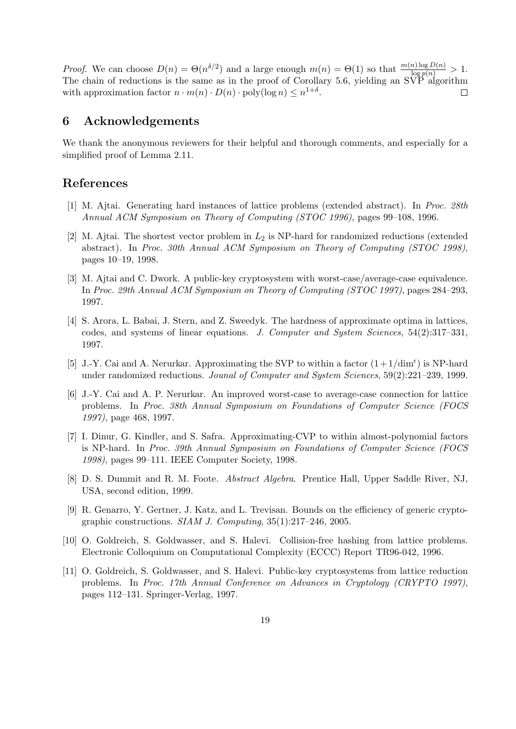*Proof.* We can choose $D(n) = \Theta(n^{\delta/2})$ and a large enough $m(n) = \Theta(1)$ so that $\frac{m(n) \log D(n)}{\log p(n)} > 1$. The chain of reductions is the same as in the proof of Corollary 5.6, yielding an SVP algorithm with approximation factor $n \cdot m(n) \cdot D(n) \cdot \text{poly}(\log n) \leq n^{1+\delta}$. $\square$

## 6 Acknowledgements

We thank the anonymous reviewers for their helpful and thorough comments, and especially for a simplified proof of Lemma 2.11.

## References

[1] M. Ajtai. Generating hard instances of lattice problems (extended abstract). In *Proc. 28th Annual ACM Symposium on Theory of Computing (STOC 1996)*, pages 99–108, 1996.

[2] M. Ajtai. The shortest vector problem in $L_2$ is NP-hard for randomized reductions (extended abstract). In *Proc. 30th Annual ACM Symposium on Theory of Computing (STOC 1998)*, pages 10–19, 1998.

[3] M. Ajtai and C. Dwork. A public-key cryptosystem with worst-case/average-case equivalence. In *Proc. 29th Annual ACM Symposium on Theory of Computing (STOC 1997)*, pages 284–293, 1997.

[4] S. Arora, L. Babai, J. Stern, and Z. Sweedyk. The hardness of approximate optima in lattices, codes, and systems of linear equations. *J. Computer and System Sciences*, 54(2):317–331, 1997.

[5] J.-Y. Cai and A. Nerurkar. Approximating the SVP to within a factor $(1+1/\dim^{\epsilon})$ is NP-hard under randomized reductions. *Jounal of Computer and System Sciences*, 59(2):221–239, 1999.

[6] J.-Y. Cai and A. P. Nerurkar. An improved worst-case to average-case connection for lattice problems. In *Proc. 38th Annual Symposium on Foundations of Computer Science (FOCS 1997)*, page 468, 1997.

[7] I. Dinur, G. Kindler, and S. Safra. Approximating-CVP to within almost-polynomial factors is NP-hard. In *Proc. 39th Annual Symposium on Foundations of Computer Science (FOCS 1998)*, pages 99–111. IEEE Computer Society, 1998.

[8] D. S. Dummit and R. M. Foote. *Abstract Algebra*. Prentice Hall, Upper Saddle River, NJ, USA, second edition, 1999.

[9] R. Genarro, Y. Gertner, J. Katz, and L. Trevisan. Bounds on the efficiency of generic cryptographic constructions. *SIAM J. Computing*, 35(1):217–246, 2005.

[10] O. Goldreich, S. Goldwasser, and S. Halevi. Collision-free hashing from lattice problems. Electronic Colloquium on Computational Complexity (ECCC) Report TR96-042, 1996.

[11] O. Goldreich, S. Goldwasser, and S. Halevi. Public-key cryptosystems from lattice reduction problems. In *Proc. 17th Annual Conference on Advances in Cryptology (CRYPTO 1997)*, pages 112–131. Springer-Verlag, 1997.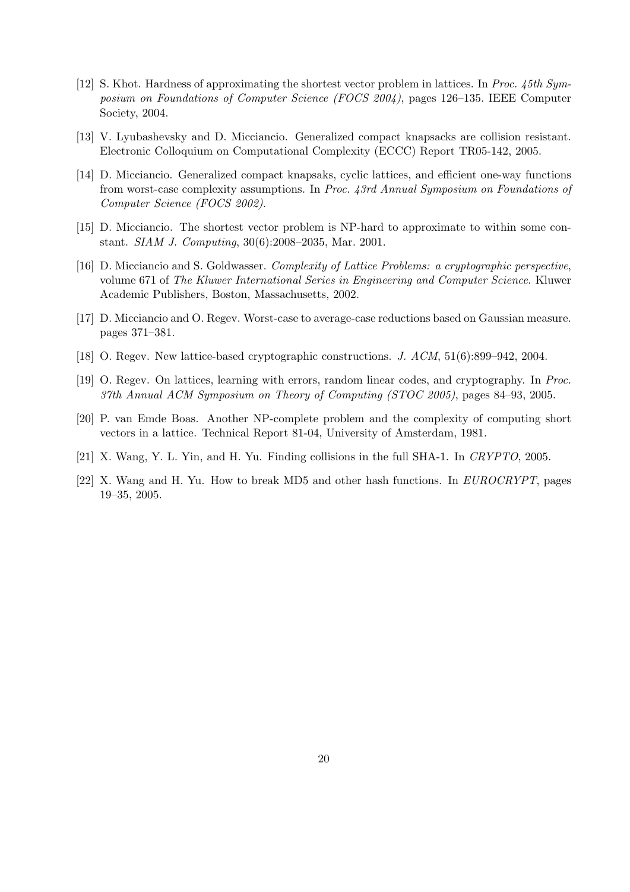[12] S. Khot. Hardness of approximating the shortest vector problem in lattices. In *Proc. 45th Symposium on Foundations of Computer Science (FOCS 2004)*, pages 126–135. IEEE Computer Society, 2004.

[13] V. Lyubashevsky and D. Micciancio. Generalized compact knapsacks are collision resistant. Electronic Colloquium on Computational Complexity (ECCC) Report TR05-142, 2005.

[14] D. Micciancio. Generalized compact knapsaks, cyclic lattices, and efficient one-way functions from worst-case complexity assumptions. In *Proc. 43rd Annual Symposium on Foundations of Computer Science (FOCS 2002)*.

[15] D. Micciancio. The shortest vector problem is NP-hard to approximate to within some constant. *SIAM J. Computing*, 30(6):2008–2035, Mar. 2001.

[16] D. Micciancio and S. Goldwasser. *Complexity of Lattice Problems: a cryptographic perspective*, volume 671 of *The Kluwer International Series in Engineering and Computer Science*. Kluwer Academic Publishers, Boston, Massachusetts, 2002.

[17] D. Micciancio and O. Regev. Worst-case to average-case reductions based on Gaussian measure. pages 371–381.

[18] O. Regev. New lattice-based cryptographic constructions. *J. ACM*, 51(6):899–942, 2004.

[19] O. Regev. On lattices, learning with errors, random linear codes, and cryptography. In *Proc. 37th Annual ACM Symposium on Theory of Computing (STOC 2005)*, pages 84–93, 2005.

[20] P. van Emde Boas. Another NP-complete problem and the complexity of computing short vectors in a lattice. Technical Report 81-04, University of Amsterdam, 1981.

[21] X. Wang, Y. L. Yin, and H. Yu. Finding collisions in the full SHA-1. In *CRYPTO*, 2005.

[22] X. Wang and H. Yu. How to break MD5 and other hash functions. In *EUROCRYPT*, pages 19–35, 2005.